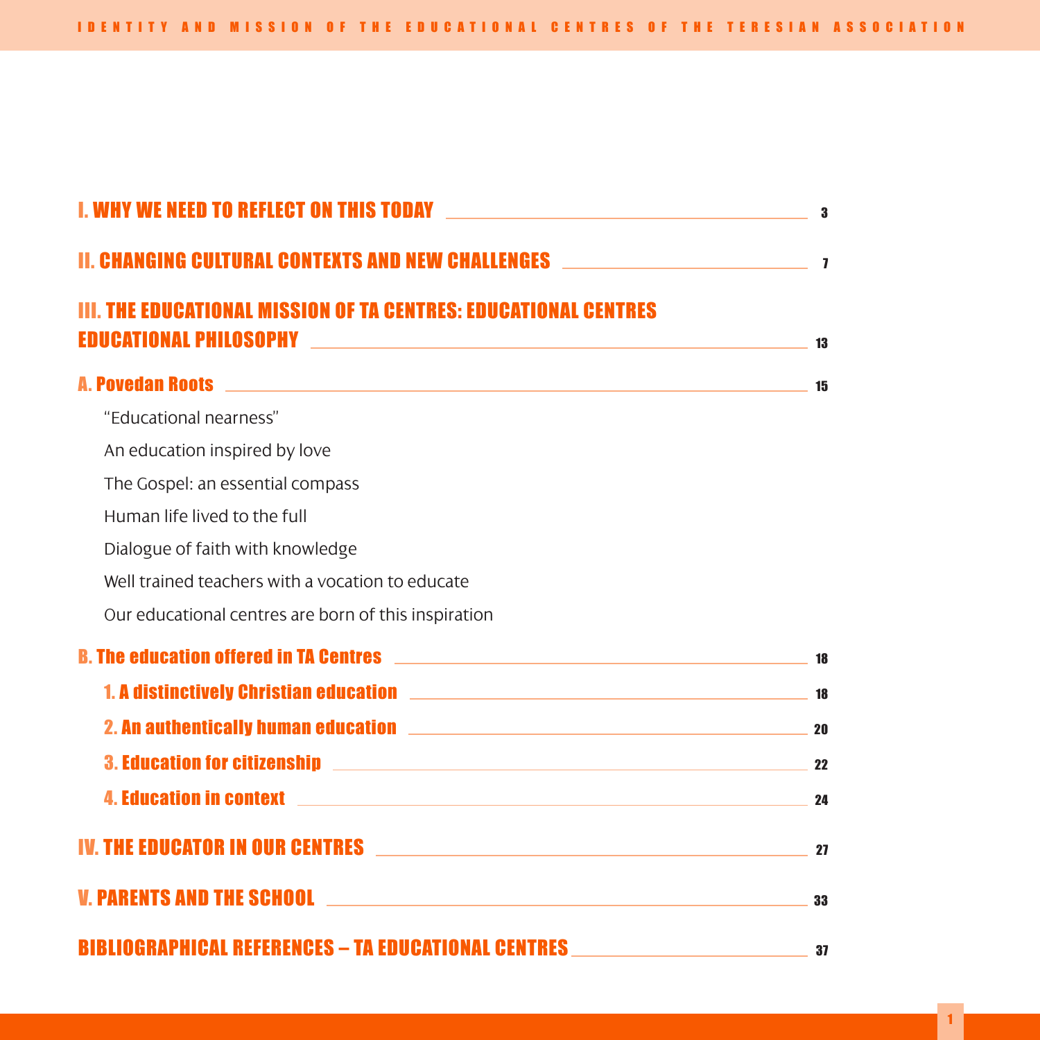I. WHY WE NEED TO REFLECT ON THIS TODAY ........ 3

II. CHANGING CULTURAL CONTEXTS AND NEW CHALLENGES ........ 7

III. THE EDUCATIONAL MISSION OF TA CENTRES: EDUCATIONAL CENTRES EDUCATIONAL PHILOSOPHY ........ 13

A. Povedan Roots ........ 15

- "Educational nearness"
- An education inspired by love
- The Gospel: an essential compass
- Human life lived to the full
- Dialogue of faith with knowledge
- Well trained teachers with a vocation to educate
- Our educational centres are born of this inspiration

B. The education offered in TA Centres ........ 18

- 1. A distinctively Christian education ........ 18
- 2. An authentically human education ........ 20
- 3. Education for citizenship ........ 22
- 4. Education in context ........ 24

IV. THE EDUCATOR IN OUR CENTRES ........ 27

V. PARENTS AND THE SCHOOL ........ 33

BIBLIOGRAPHICAL REFERENCES – TA EDUCATIONAL CENTRES ........ 37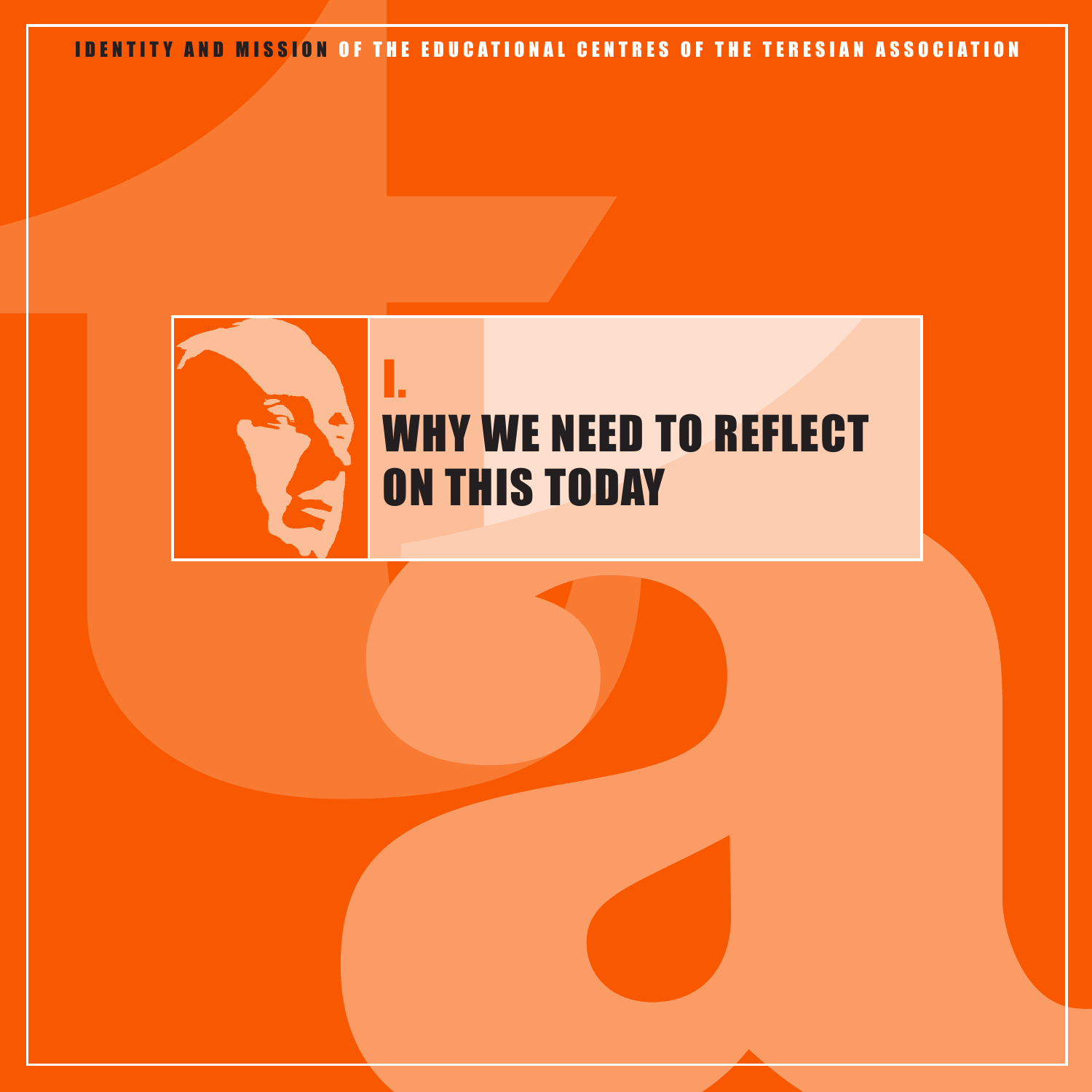# I.
# WHY WE NEED TO REFLECT ON THIS TODAY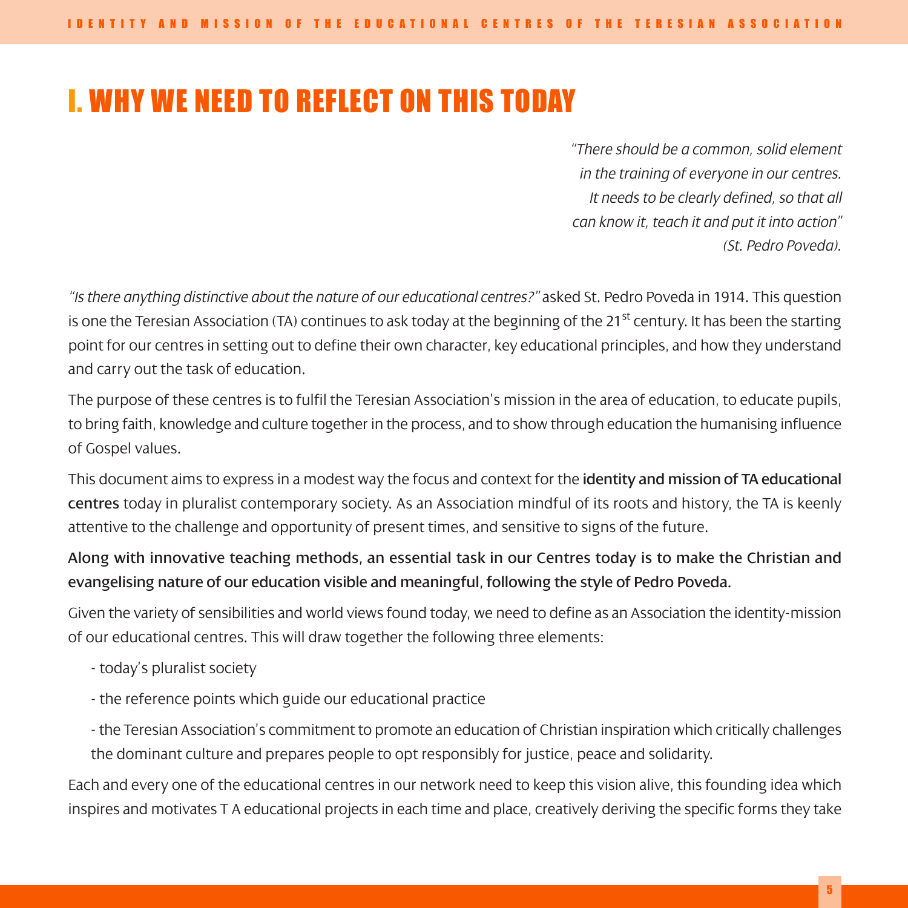# I. WHY WE NEED TO REFLECT ON THIS TODAY

> *"There should be a common, solid element in the training of everyone in our centres. It needs to be clearly defined, so that all can know it, teach it and put it into action" (St. Pedro Poveda).*

*"Is there anything distinctive about the nature of our educational centres?"* asked St. Pedro Poveda in 1914. This question is one the Teresian Association (TA) continues to ask today at the beginning of the 21st century. It has been the starting point for our centres in setting out to define their own character, key educational principles, and how they understand and carry out the task of education.

The purpose of these centres is to fulfil the Teresian Association's mission in the area of education, to educate pupils, to bring faith, knowledge and culture together in the process, and to show through education the humanising influence of Gospel values.

This document aims to express in a modest way the focus and context for the **identity and mission of TA educational centres** today in pluralist contemporary society. As an Association mindful of its roots and history, the TA is keenly attentive to the challenge and opportunity of present times, and sensitive to signs of the future.

**Along with innovative teaching methods, an essential task in our Centres today is to make the Christian and evangelising nature of our education visible and meaningful, following the style of Pedro Poveda.**

Given the variety of sensibilities and world views found today, we need to define as an Association the identity-mission of our educational centres. This will draw together the following three elements:

- today's pluralist society
- the reference points which guide our educational practice
- the Teresian Association's commitment to promote an education of Christian inspiration which critically challenges the dominant culture and prepares people to opt responsibly for justice, peace and solidarity.

Each and every one of the educational centres in our network need to keep this vision alive, this founding idea which inspires and motivates T A educational projects in each time and place, creatively deriving the specific forms they take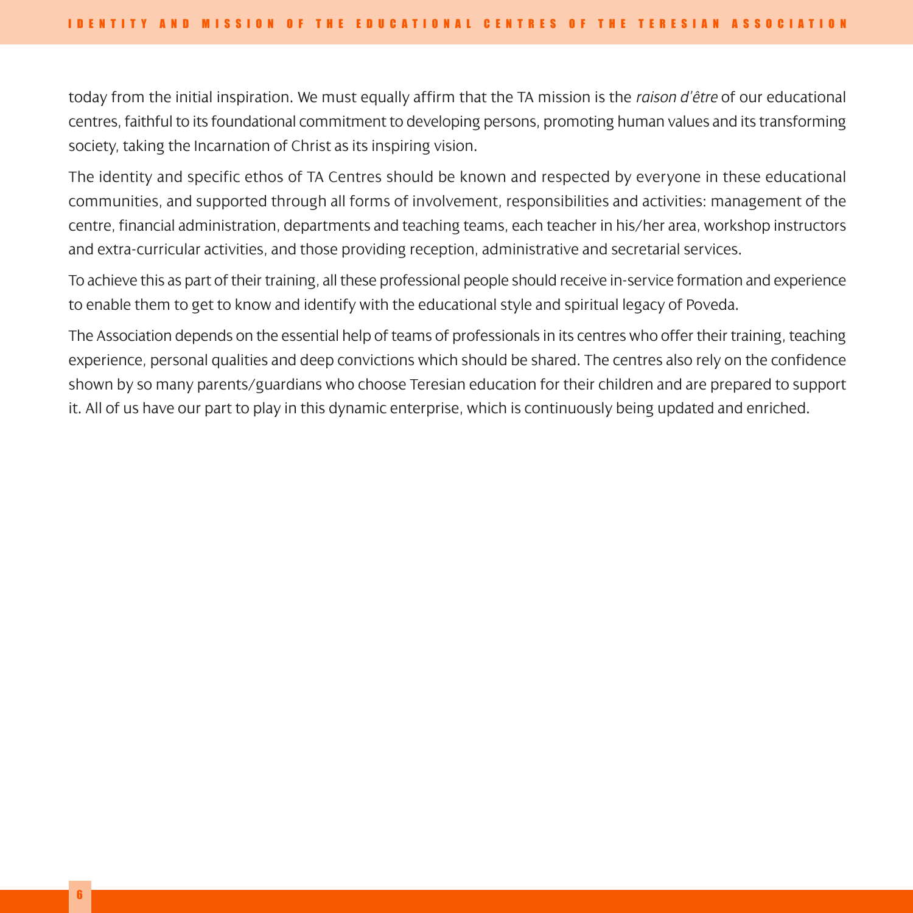today from the initial inspiration. We must equally affirm that the TA mission is the *raison d'être* of our educational centres, faithful to its foundational commitment to developing persons, promoting human values and its transforming society, taking the Incarnation of Christ as its inspiring vision.

The identity and specific ethos of TA Centres should be known and respected by everyone in these educational communities, and supported through all forms of involvement, responsibilities and activities: management of the centre, financial administration, departments and teaching teams, each teacher in his/her area, workshop instructors and extra-curricular activities, and those providing reception, administrative and secretarial services.

To achieve this as part of their training, all these professional people should receive in-service formation and experience to enable them to get to know and identify with the educational style and spiritual legacy of Poveda.

The Association depends on the essential help of teams of professionals in its centres who offer their training, teaching experience, personal qualities and deep convictions which should be shared. The centres also rely on the confidence shown by so many parents/guardians who choose Teresian education for their children and are prepared to support it. All of us have our part to play in this dynamic enterprise, which is continuously being updated and enriched.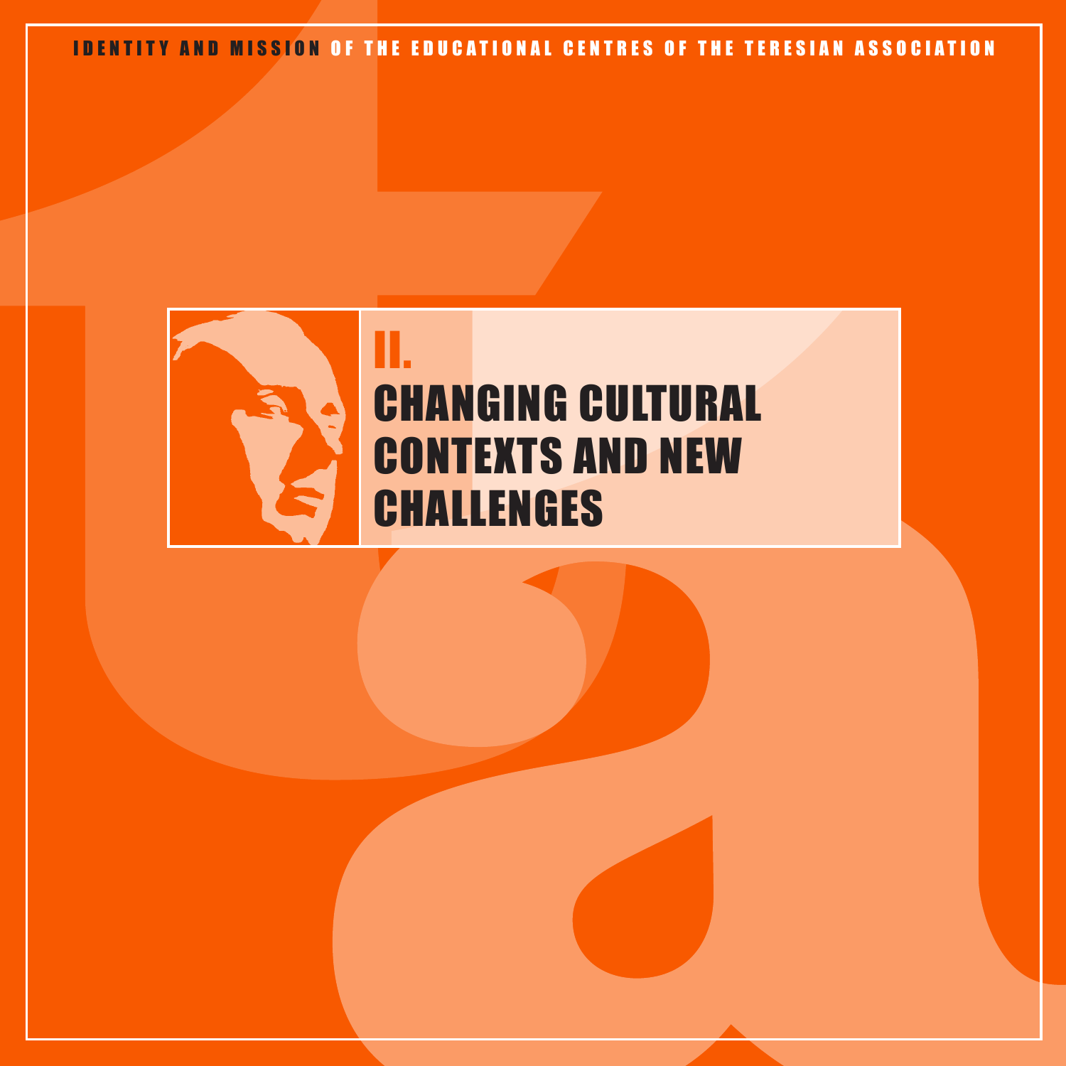IDENTITY AND MISSION OF THE EDUCATIONAL CENTRES OF THE TERESIAN ASSOCIATION

# II. CHANGING CULTURAL CONTEXTS AND NEW CHALLENGES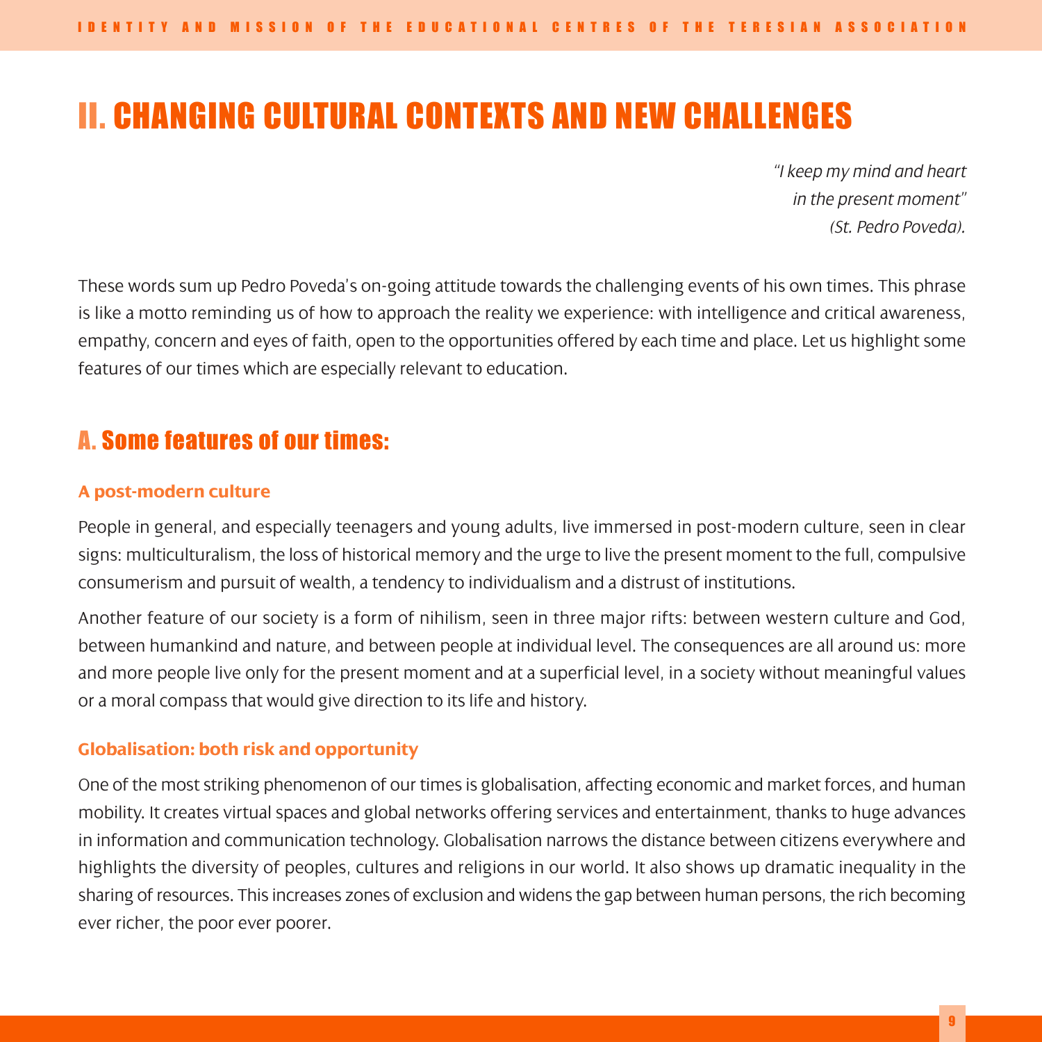# II. CHANGING CULTURAL CONTEXTS AND NEW CHALLENGES

*"I keep my mind and heart in the present moment" (St. Pedro Poveda).*

These words sum up Pedro Poveda's on-going attitude towards the challenging events of his own times. This phrase is like a motto reminding us of how to approach the reality we experience: with intelligence and critical awareness, empathy, concern and eyes of faith, open to the opportunities offered by each time and place. Let us highlight some features of our times which are especially relevant to education.

## A. Some features of our times:

### A post-modern culture

People in general, and especially teenagers and young adults, live immersed in post-modern culture, seen in clear signs: multiculturalism, the loss of historical memory and the urge to live the present moment to the full, compulsive consumerism and pursuit of wealth, a tendency to individualism and a distrust of institutions.

Another feature of our society is a form of nihilism, seen in three major rifts: between western culture and God, between humankind and nature, and between people at individual level. The consequences are all around us: more and more people live only for the present moment and at a superficial level, in a society without meaningful values or a moral compass that would give direction to its life and history.

### Globalisation: both risk and opportunity

One of the most striking phenomenon of our times is globalisation, affecting economic and market forces, and human mobility. It creates virtual spaces and global networks offering services and entertainment, thanks to huge advances in information and communication technology. Globalisation narrows the distance between citizens everywhere and highlights the diversity of peoples, cultures and religions in our world. It also shows up dramatic inequality in the sharing of resources. This increases zones of exclusion and widens the gap between human persons, the rich becoming ever richer, the poor ever poorer.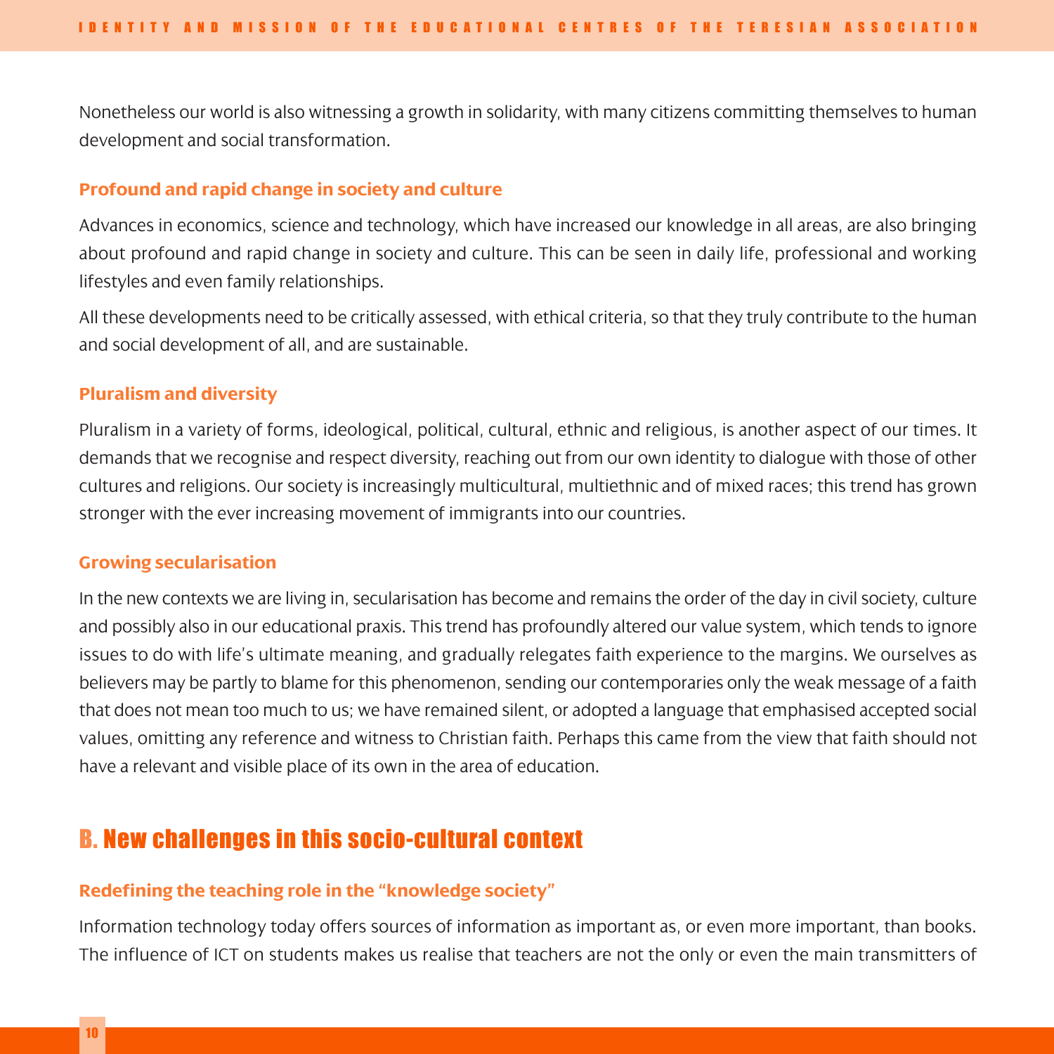Nonetheless our world is also witnessing a growth in solidarity, with many citizens committing themselves to human development and social transformation.

### Profound and rapid change in society and culture

Advances in economics, science and technology, which have increased our knowledge in all areas, are also bringing about profound and rapid change in society and culture. This can be seen in daily life, professional and working lifestyles and even family relationships.

All these developments need to be critically assessed, with ethical criteria, so that they truly contribute to the human and social development of all, and are sustainable.

### Pluralism and diversity

Pluralism in a variety of forms, ideological, political, cultural, ethnic and religious, is another aspect of our times. It demands that we recognise and respect diversity, reaching out from our own identity to dialogue with those of other cultures and religions. Our society is increasingly multicultural, multiethnic and of mixed races; this trend has grown stronger with the ever increasing movement of immigrants into our countries.

### Growing secularisation

In the new contexts we are living in, secularisation has become and remains the order of the day in civil society, culture and possibly also in our educational praxis. This trend has profoundly altered our value system, which tends to ignore issues to do with life's ultimate meaning, and gradually relegates faith experience to the margins. We ourselves as believers may be partly to blame for this phenomenon, sending our contemporaries only the weak message of a faith that does not mean too much to us; we have remained silent, or adopted a language that emphasised accepted social values, omitting any reference and witness to Christian faith. Perhaps this came from the view that faith should not have a relevant and visible place of its own in the area of education.

## B. New challenges in this socio-cultural context

### Redefining the teaching role in the "knowledge society"

Information technology today offers sources of information as important as, or even more important, than books. The influence of ICT on students makes us realise that teachers are not the only or even the main transmitters of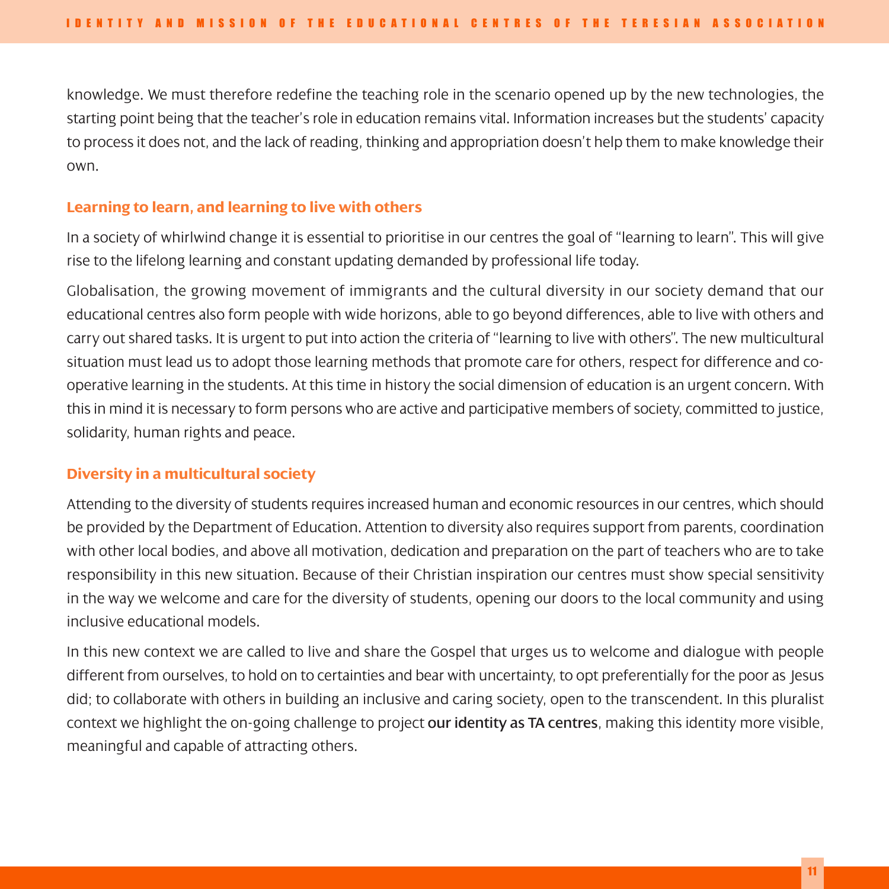knowledge. We must therefore redefine the teaching role in the scenario opened up by the new technologies, the starting point being that the teacher's role in education remains vital. Information increases but the students' capacity to process it does not, and the lack of reading, thinking and appropriation doesn't help them to make knowledge their own.

### Learning to learn, and learning to live with others

In a society of whirlwind change it is essential to prioritise in our centres the goal of "learning to learn". This will give rise to the lifelong learning and constant updating demanded by professional life today.

Globalisation, the growing movement of immigrants and the cultural diversity in our society demand that our educational centres also form people with wide horizons, able to go beyond differences, able to live with others and carry out shared tasks. It is urgent to put into action the criteria of "learning to live with others". The new multicultural situation must lead us to adopt those learning methods that promote care for others, respect for difference and co-operative learning in the students. At this time in history the social dimension of education is an urgent concern. With this in mind it is necessary to form persons who are active and participative members of society, committed to justice, solidarity, human rights and peace.

### Diversity in a multicultural society

Attending to the diversity of students requires increased human and economic resources in our centres, which should be provided by the Department of Education. Attention to diversity also requires support from parents, coordination with other local bodies, and above all motivation, dedication and preparation on the part of teachers who are to take responsibility in this new situation. Because of their Christian inspiration our centres must show special sensitivity in the way we welcome and care for the diversity of students, opening our doors to the local community and using inclusive educational models.

In this new context we are called to live and share the Gospel that urges us to welcome and dialogue with people different from ourselves, to hold on to certainties and bear with uncertainty, to opt preferentially for the poor as Jesus did; to collaborate with others in building an inclusive and caring society, open to the transcendent. In this pluralist context we highlight the on-going challenge to project **our identity as TA centres**, making this identity more visible, meaningful and capable of attracting others.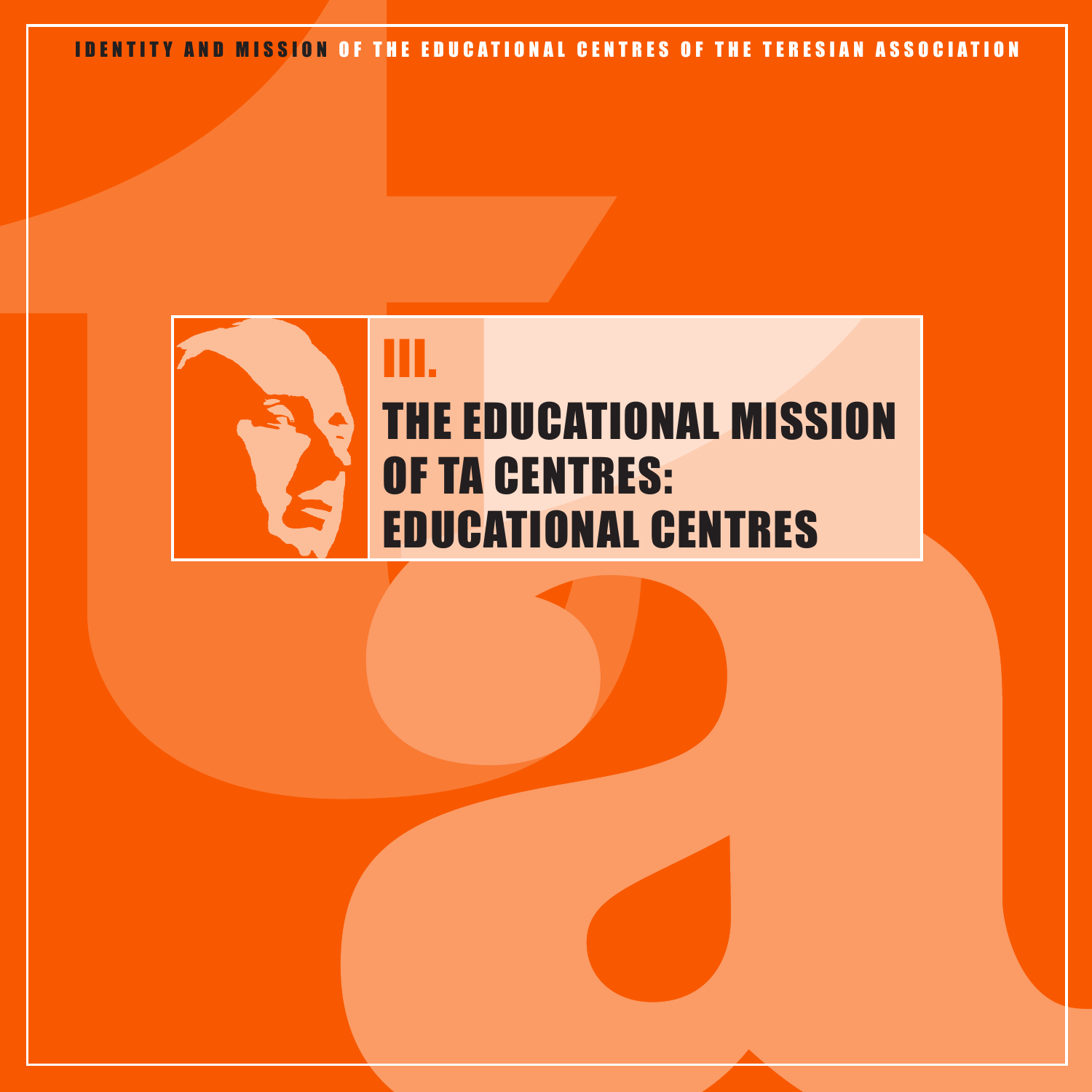IDENTITY AND MISSION OF THE EDUCATIONAL CENTRES OF THE TERESIAN ASSOCIATION

# III. THE EDUCATIONAL MISSION OF TA CENTRES: EDUCATIONAL CENTRES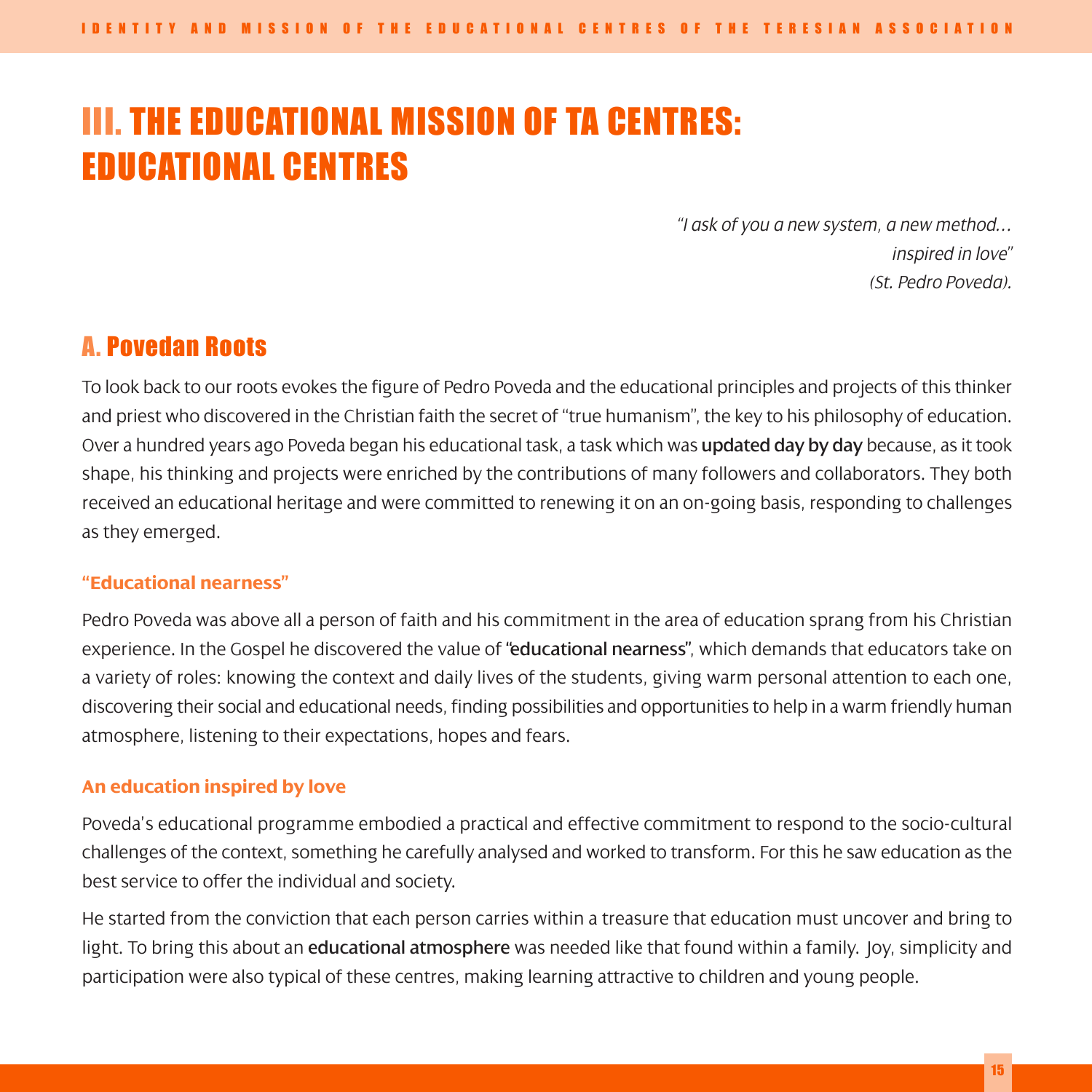# III. THE EDUCATIONAL MISSION OF TA CENTRES: EDUCATIONAL CENTRES

*"I ask of you a new system, a new method… inspired in love"*
*(St. Pedro Poveda).*

## A. Povedan Roots

To look back to our roots evokes the figure of Pedro Poveda and the educational principles and projects of this thinker and priest who discovered in the Christian faith the secret of "true humanism", the key to his philosophy of education. Over a hundred years ago Poveda began his educational task, a task which was **updated day by day** because, as it took shape, his thinking and projects were enriched by the contributions of many followers and collaborators. They both received an educational heritage and were committed to renewing it on an on-going basis, responding to challenges as they emerged.

### "Educational nearness"

Pedro Poveda was above all a person of faith and his commitment in the area of education sprang from his Christian experience. In the Gospel he discovered the value of **"educational nearness"**, which demands that educators take on a variety of roles: knowing the context and daily lives of the students, giving warm personal attention to each one, discovering their social and educational needs, finding possibilities and opportunities to help in a warm friendly human atmosphere, listening to their expectations, hopes and fears.

### An education inspired by love

Poveda's educational programme embodied a practical and effective commitment to respond to the socio-cultural challenges of the context, something he carefully analysed and worked to transform. For this he saw education as the best service to offer the individual and society.

He started from the conviction that each person carries within a treasure that education must uncover and bring to light. To bring this about an **educational atmosphere** was needed like that found within a family. Joy, simplicity and participation were also typical of these centres, making learning attractive to children and young people.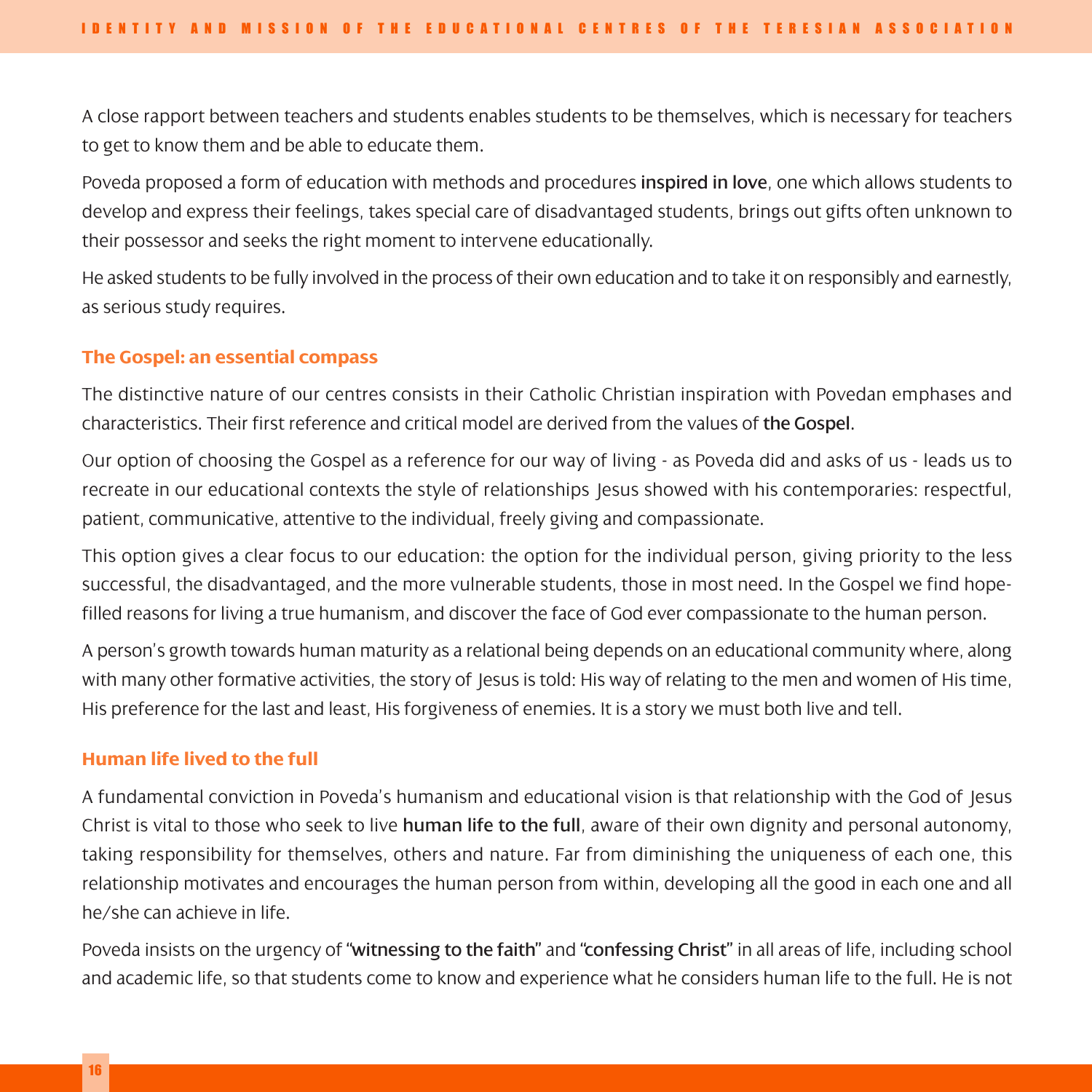A close rapport between teachers and students enables students to be themselves, which is necessary for teachers to get to know them and be able to educate them.

Poveda proposed a form of education with methods and procedures **inspired in love**, one which allows students to develop and express their feelings, takes special care of disadvantaged students, brings out gifts often unknown to their possessor and seeks the right moment to intervene educationally.

He asked students to be fully involved in the process of their own education and to take it on responsibly and earnestly, as serious study requires.

### The Gospel: an essential compass

The distinctive nature of our centres consists in their Catholic Christian inspiration with Povedan emphases and characteristics. Their first reference and critical model are derived from the values of **the Gospel**.

Our option of choosing the Gospel as a reference for our way of living - as Poveda did and asks of us - leads us to recreate in our educational contexts the style of relationships Jesus showed with his contemporaries: respectful, patient, communicative, attentive to the individual, freely giving and compassionate.

This option gives a clear focus to our education: the option for the individual person, giving priority to the less successful, the disadvantaged, and the more vulnerable students, those in most need. In the Gospel we find hope-filled reasons for living a true humanism, and discover the face of God ever compassionate to the human person.

A person's growth towards human maturity as a relational being depends on an educational community where, along with many other formative activities, the story of Jesus is told: His way of relating to the men and women of His time, His preference for the last and least, His forgiveness of enemies. It is a story we must both live and tell.

### Human life lived to the full

A fundamental conviction in Poveda's humanism and educational vision is that relationship with the God of Jesus Christ is vital to those who seek to live **human life to the full**, aware of their own dignity and personal autonomy, taking responsibility for themselves, others and nature. Far from diminishing the uniqueness of each one, this relationship motivates and encourages the human person from within, developing all the good in each one and all he/she can achieve in life.

Poveda insists on the urgency of "**witnessing to the faith**" and "**confessing Christ**" in all areas of life, including school and academic life, so that students come to know and experience what he considers human life to the full. He is not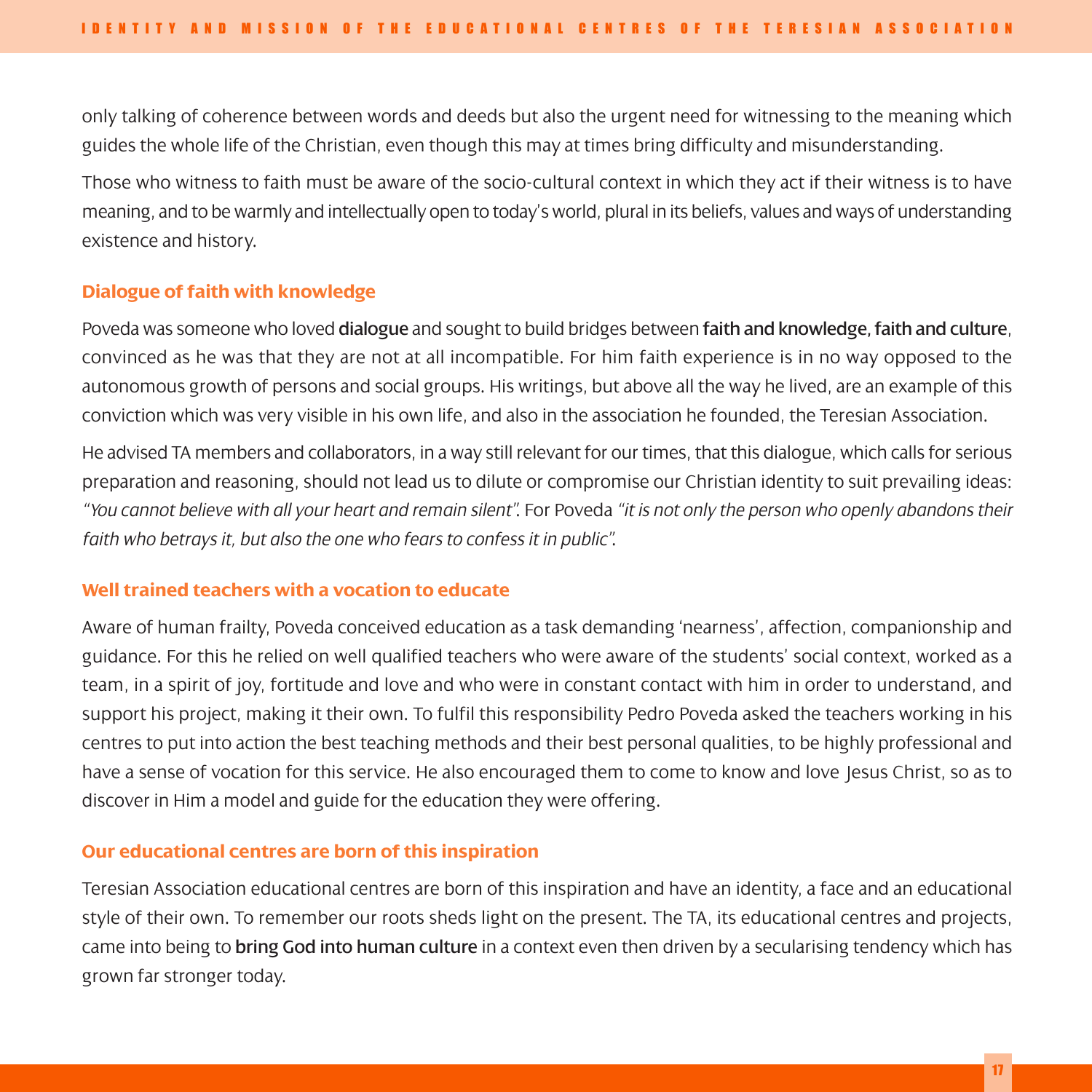only talking of coherence between words and deeds but also the urgent need for witnessing to the meaning which guides the whole life of the Christian, even though this may at times bring difficulty and misunderstanding.

Those who witness to faith must be aware of the socio-cultural context in which they act if their witness is to have meaning, and to be warmly and intellectually open to today's world, plural in its beliefs, values and ways of understanding existence and history.

### Dialogue of faith with knowledge

Poveda was someone who loved **dialogue** and sought to build bridges between **faith and knowledge, faith and culture**, convinced as he was that they are not at all incompatible. For him faith experience is in no way opposed to the autonomous growth of persons and social groups. His writings, but above all the way he lived, are an example of this conviction which was very visible in his own life, and also in the association he founded, the Teresian Association.

He advised TA members and collaborators, in a way still relevant for our times, that this dialogue, which calls for serious preparation and reasoning, should not lead us to dilute or compromise our Christian identity to suit prevailing ideas: *"You cannot believe with all your heart and remain silent".* For Poveda *"it is not only the person who openly abandons their faith who betrays it, but also the one who fears to confess it in public".*

### Well trained teachers with a vocation to educate

Aware of human frailty, Poveda conceived education as a task demanding 'nearness', affection, companionship and guidance. For this he relied on well qualified teachers who were aware of the students' social context, worked as a team, in a spirit of joy, fortitude and love and who were in constant contact with him in order to understand, and support his project, making it their own. To fulfil this responsibility Pedro Poveda asked the teachers working in his centres to put into action the best teaching methods and their best personal qualities, to be highly professional and have a sense of vocation for this service. He also encouraged them to come to know and love Jesus Christ, so as to discover in Him a model and guide for the education they were offering.

### Our educational centres are born of this inspiration

Teresian Association educational centres are born of this inspiration and have an identity, a face and an educational style of their own. To remember our roots sheds light on the present. The TA, its educational centres and projects, came into being to **bring God into human culture** in a context even then driven by a secularising tendency which has grown far stronger today.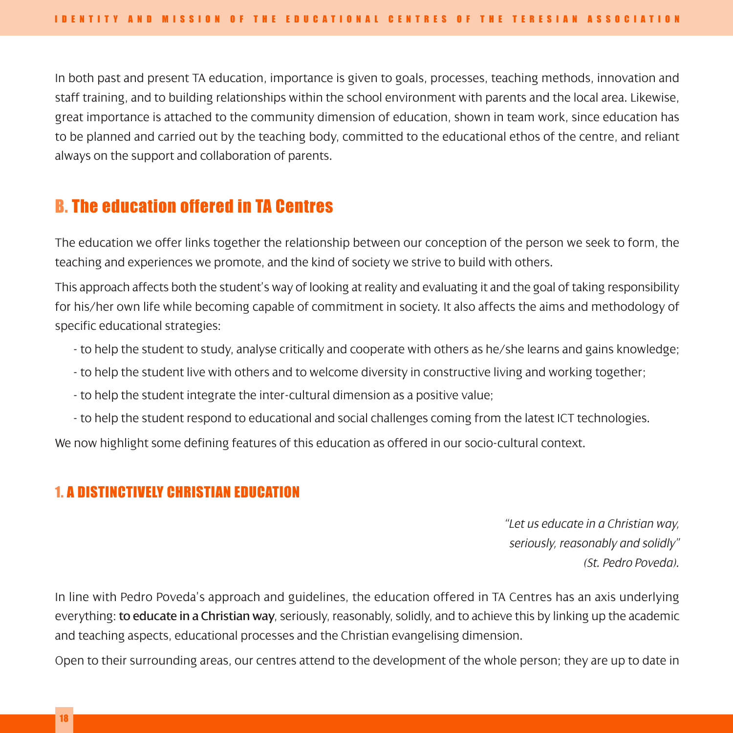In both past and present TA education, importance is given to goals, processes, teaching methods, innovation and staff training, and to building relationships within the school environment with parents and the local area. Likewise, great importance is attached to the community dimension of education, shown in team work, since education has to be planned and carried out by the teaching body, committed to the educational ethos of the centre, and reliant always on the support and collaboration of parents.

## B. The education offered in TA Centres

The education we offer links together the relationship between our conception of the person we seek to form, the teaching and experiences we promote, and the kind of society we strive to build with others.

This approach affects both the student's way of looking at reality and evaluating it and the goal of taking responsibility for his/her own life while becoming capable of commitment in society. It also affects the aims and methodology of specific educational strategies:

- to help the student to study, analyse critically and cooperate with others as he/she learns and gains knowledge;
- to help the student live with others and to welcome diversity in constructive living and working together;
- to help the student integrate the inter-cultural dimension as a positive value;
- to help the student respond to educational and social challenges coming from the latest ICT technologies.

We now highlight some defining features of this education as offered in our socio-cultural context.

### 1. A DISTINCTIVELY CHRISTIAN EDUCATION

*"Let us educate in a Christian way, seriously, reasonably and solidly" (St. Pedro Poveda).*

In line with Pedro Poveda's approach and guidelines, the education offered in TA Centres has an axis underlying everything: **to educate in a Christian way**, seriously, reasonably, solidly, and to achieve this by linking up the academic and teaching aspects, educational processes and the Christian evangelising dimension.

Open to their surrounding areas, our centres attend to the development of the whole person; they are up to date in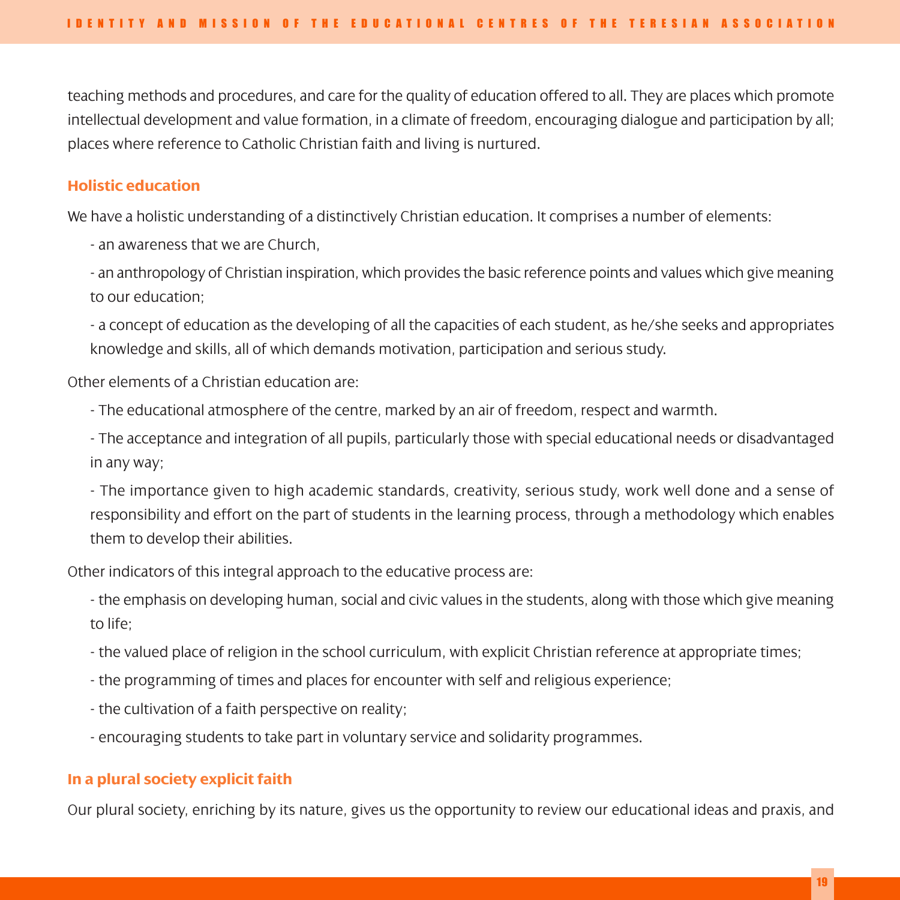teaching methods and procedures, and care for the quality of education offered to all. They are places which promote intellectual development and value formation, in a climate of freedom, encouraging dialogue and participation by all; places where reference to Catholic Christian faith and living is nurtured.

### Holistic education

We have a holistic understanding of a distinctively Christian education. It comprises a number of elements:

- an awareness that we are Church,
- an anthropology of Christian inspiration, which provides the basic reference points and values which give meaning to our education;
- a concept of education as the developing of all the capacities of each student, as he/she seeks and appropriates knowledge and skills, all of which demands motivation, participation and serious study.

Other elements of a Christian education are:

- The educational atmosphere of the centre, marked by an air of freedom, respect and warmth.
- The acceptance and integration of all pupils, particularly those with special educational needs or disadvantaged in any way;
- The importance given to high academic standards, creativity, serious study, work well done and a sense of responsibility and effort on the part of students in the learning process, through a methodology which enables them to develop their abilities.

Other indicators of this integral approach to the educative process are:

- the emphasis on developing human, social and civic values in the students, along with those which give meaning to life;
- the valued place of religion in the school curriculum, with explicit Christian reference at appropriate times;
- the programming of times and places for encounter with self and religious experience;
- the cultivation of a faith perspective on reality;
- encouraging students to take part in voluntary service and solidarity programmes.

### In a plural society explicit faith

Our plural society, enriching by its nature, gives us the opportunity to review our educational ideas and praxis, and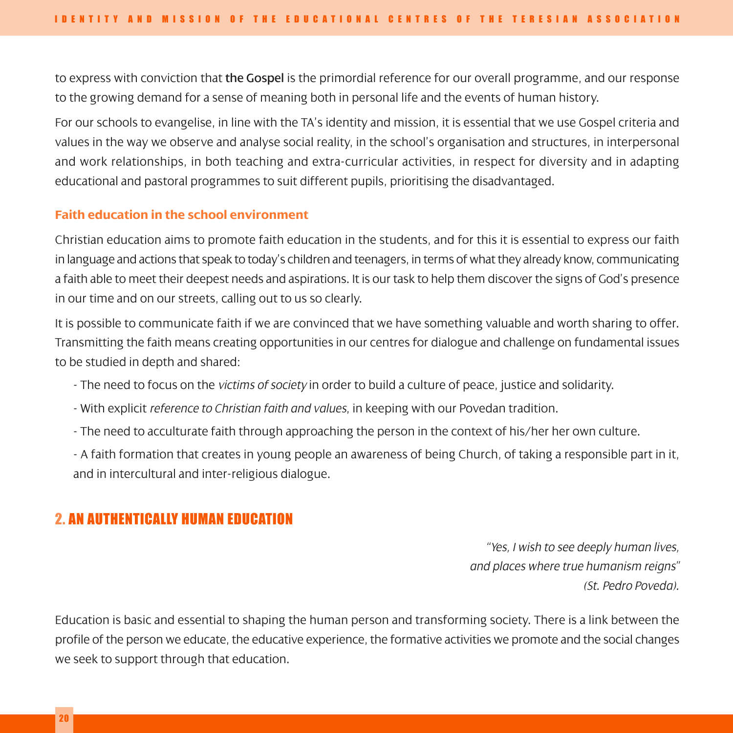to express with conviction that **the Gospel** is the primordial reference for our overall programme, and our response to the growing demand for a sense of meaning both in personal life and the events of human history.

For our schools to evangelise, in line with the TA's identity and mission, it is essential that we use Gospel criteria and values in the way we observe and analyse social reality, in the school's organisation and structures, in interpersonal and work relationships, in both teaching and extra-curricular activities, in respect for diversity and in adapting educational and pastoral programmes to suit different pupils, prioritising the disadvantaged.

### Faith education in the school environment

Christian education aims to promote faith education in the students, and for this it is essential to express our faith in language and actions that speak to today's children and teenagers, in terms of what they already know, communicating a faith able to meet their deepest needs and aspirations. It is our task to help them discover the signs of God's presence in our time and on our streets, calling out to us so clearly.

It is possible to communicate faith if we are convinced that we have something valuable and worth sharing to offer. Transmitting the faith means creating opportunities in our centres for dialogue and challenge on fundamental issues to be studied in depth and shared:

- The need to focus on the *victims of society* in order to build a culture of peace, justice and solidarity.
- With explicit *reference to Christian faith and values*, in keeping with our Povedan tradition.
- The need to acculturate faith through approaching the person in the context of his/her her own culture.
- A faith formation that creates in young people an awareness of being Church, of taking a responsible part in it, and in intercultural and inter-religious dialogue.

## 2. AN AUTHENTICALLY HUMAN EDUCATION

*"Yes, I wish to see deeply human lives,*
*and places where true humanism reigns"*
*(St. Pedro Poveda).*

Education is basic and essential to shaping the human person and transforming society. There is a link between the profile of the person we educate, the educative experience, the formative activities we promote and the social changes we seek to support through that education.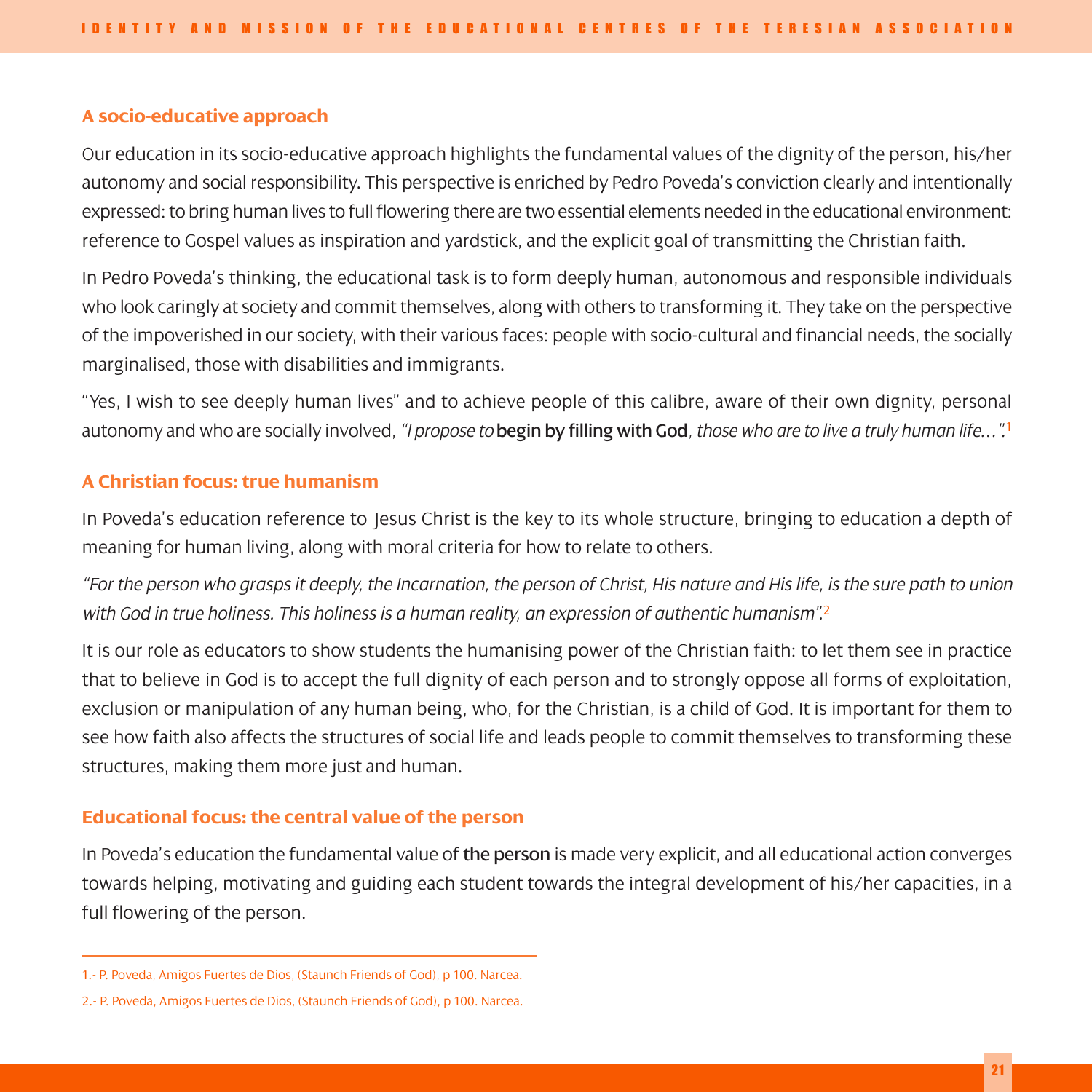### A socio-educative approach

Our education in its socio-educative approach highlights the fundamental values of the dignity of the person, his/her autonomy and social responsibility. This perspective is enriched by Pedro Poveda's conviction clearly and intentionally expressed: to bring human lives to full flowering there are two essential elements needed in the educational environment: reference to Gospel values as inspiration and yardstick, and the explicit goal of transmitting the Christian faith.

In Pedro Poveda's thinking, the educational task is to form deeply human, autonomous and responsible individuals who look caringly at society and commit themselves, along with others to transforming it. They take on the perspective of the impoverished in our society, with their various faces: people with socio-cultural and financial needs, the socially marginalised, those with disabilities and immigrants.

"Yes, I wish to see deeply human lives" and to achieve people of this calibre, aware of their own dignity, personal autonomy and who are socially involved, *"I propose to* **begin by filling with God**, *those who are to live a truly human life…".*[1]

### A Christian focus: true humanism

In Poveda's education reference to Jesus Christ is the key to its whole structure, bringing to education a depth of meaning for human living, along with moral criteria for how to relate to others.

*"For the person who grasps it deeply, the Incarnation, the person of Christ, His nature and His life, is the sure path to union with God in true holiness. This holiness is a human reality, an expression of authentic humanism".*[2]

It is our role as educators to show students the humanising power of the Christian faith: to let them see in practice that to believe in God is to accept the full dignity of each person and to strongly oppose all forms of exploitation, exclusion or manipulation of any human being, who, for the Christian, is a child of God. It is important for them to see how faith also affects the structures of social life and leads people to commit themselves to transforming these structures, making them more just and human.

### Educational focus: the central value of the person

In Poveda's education the fundamental value of **the person** is made very explicit, and all educational action converges towards helping, motivating and guiding each student towards the integral development of his/her capacities, in a full flowering of the person.

---

1.- P. Poveda, Amigos Fuertes de Dios, (Staunch Friends of God), p 100. Narcea.

2.- P. Poveda, Amigos Fuertes de Dios, (Staunch Friends of God), p 100. Narcea.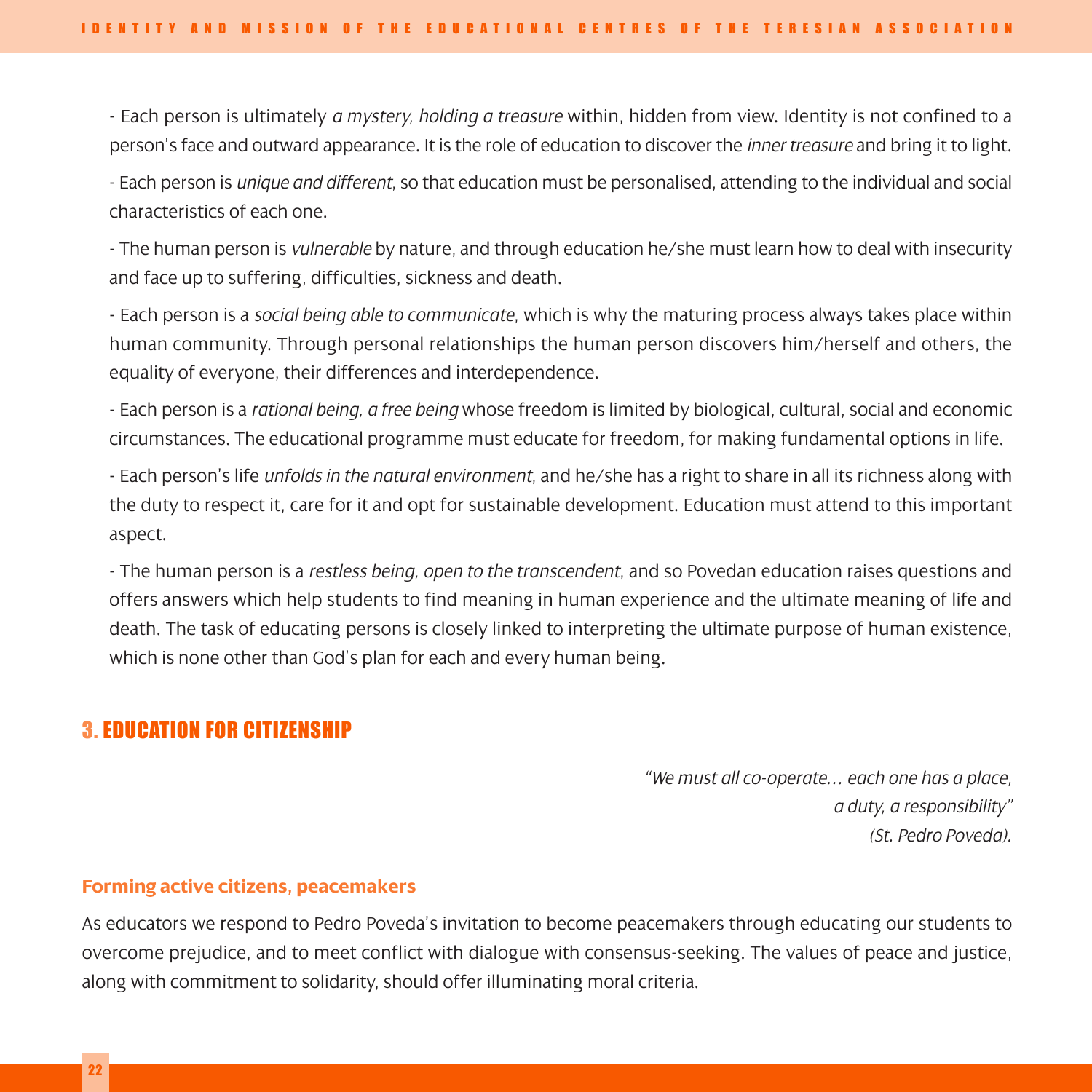- Each person is ultimately *a mystery, holding a treasure* within, hidden from view. Identity is not confined to a person's face and outward appearance. It is the role of education to discover the *inner treasure* and bring it to light.

- Each person is *unique and different*, so that education must be personalised, attending to the individual and social characteristics of each one.

- The human person is *vulnerable* by nature, and through education he/she must learn how to deal with insecurity and face up to suffering, difficulties, sickness and death.

- Each person is a *social being able to communicate*, which is why the maturing process always takes place within human community. Through personal relationships the human person discovers him/herself and others, the equality of everyone, their differences and interdependence.

- Each person is a *rational being, a free being* whose freedom is limited by biological, cultural, social and economic circumstances. The educational programme must educate for freedom, for making fundamental options in life.

- Each person's life *unfolds in the natural environment*, and he/she has a right to share in all its richness along with the duty to respect it, care for it and opt for sustainable development. Education must attend to this important aspect.

- The human person is a *restless being, open to the transcendent*, and so Povedan education raises questions and offers answers which help students to find meaning in human experience and the ultimate meaning of life and death. The task of educating persons is closely linked to interpreting the ultimate purpose of human existence, which is none other than God's plan for each and every human being.

## 3. EDUCATION FOR CITIZENSHIP

*"We must all co-operate… each one has a place,*
*a duty, a responsibility"*
*(St. Pedro Poveda).*

### Forming active citizens, peacemakers

As educators we respond to Pedro Poveda's invitation to become peacemakers through educating our students to overcome prejudice, and to meet conflict with dialogue with consensus-seeking. The values of peace and justice, along with commitment to solidarity, should offer illuminating moral criteria.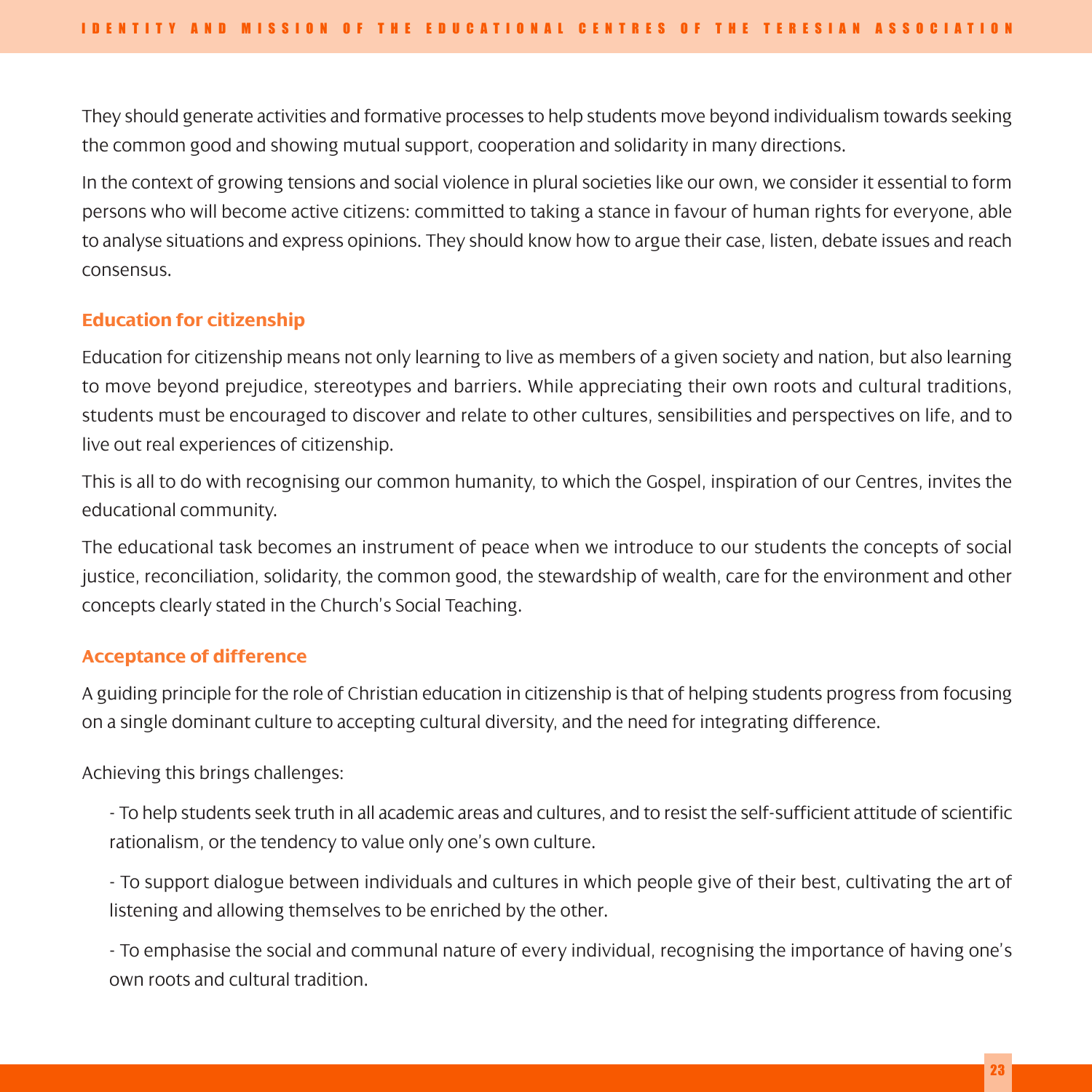They should generate activities and formative processes to help students move beyond individualism towards seeking the common good and showing mutual support, cooperation and solidarity in many directions.

In the context of growing tensions and social violence in plural societies like our own, we consider it essential to form persons who will become active citizens: committed to taking a stance in favour of human rights for everyone, able to analyse situations and express opinions. They should know how to argue their case, listen, debate issues and reach consensus.

### Education for citizenship

Education for citizenship means not only learning to live as members of a given society and nation, but also learning to move beyond prejudice, stereotypes and barriers. While appreciating their own roots and cultural traditions, students must be encouraged to discover and relate to other cultures, sensibilities and perspectives on life, and to live out real experiences of citizenship.

This is all to do with recognising our common humanity, to which the Gospel, inspiration of our Centres, invites the educational community.

The educational task becomes an instrument of peace when we introduce to our students the concepts of social justice, reconciliation, solidarity, the common good, the stewardship of wealth, care for the environment and other concepts clearly stated in the Church's Social Teaching.

### Acceptance of difference

A guiding principle for the role of Christian education in citizenship is that of helping students progress from focusing on a single dominant culture to accepting cultural diversity, and the need for integrating difference.

Achieving this brings challenges:

- To help students seek truth in all academic areas and cultures, and to resist the self-sufficient attitude of scientific rationalism, or the tendency to value only one's own culture.
- To support dialogue between individuals and cultures in which people give of their best, cultivating the art of listening and allowing themselves to be enriched by the other.
- To emphasise the social and communal nature of every individual, recognising the importance of having one's own roots and cultural tradition.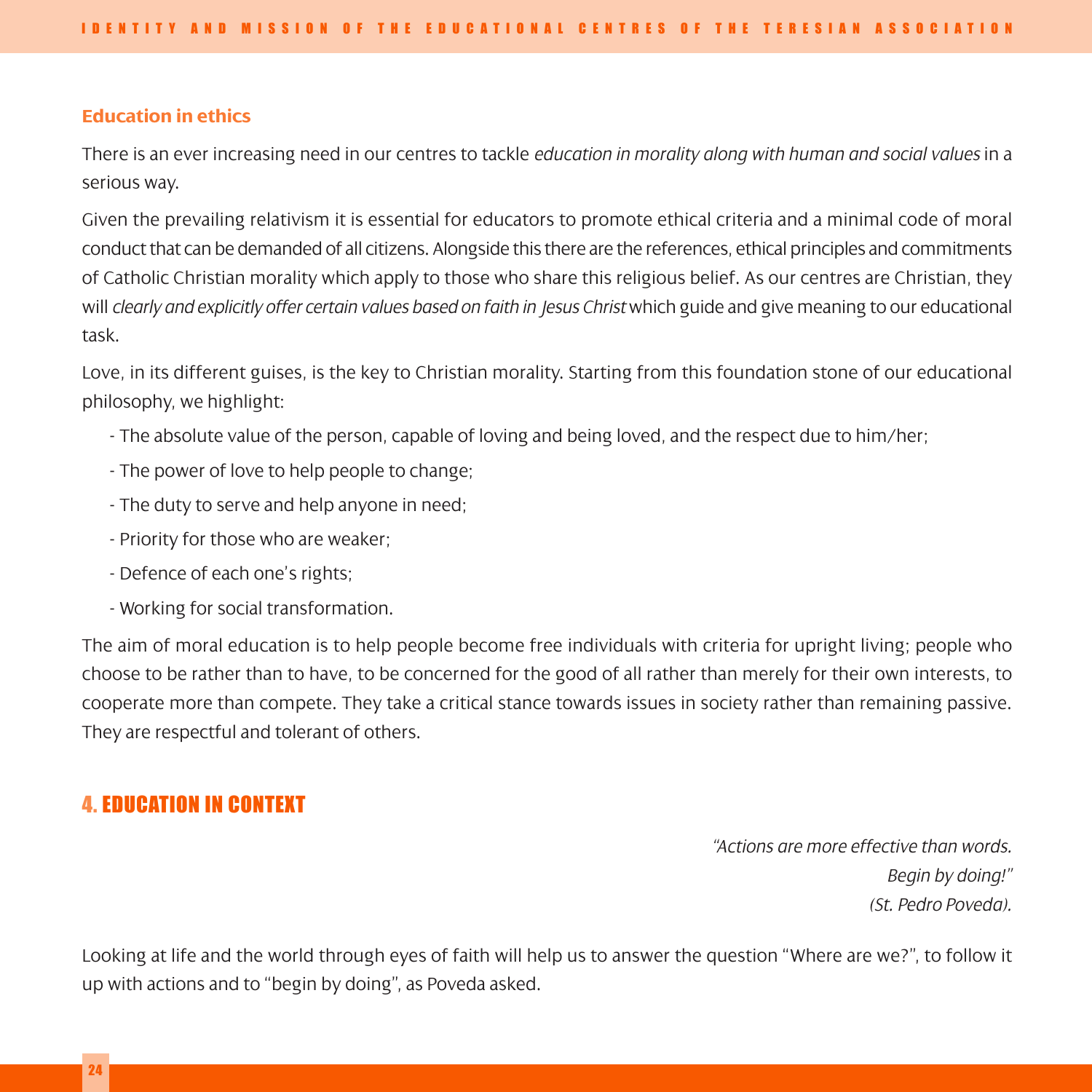### Education in ethics

There is an ever increasing need in our centres to tackle *education in morality along with human and social values* in a serious way.

Given the prevailing relativism it is essential for educators to promote ethical criteria and a minimal code of moral conduct that can be demanded of all citizens. Alongside this there are the references, ethical principles and commitments of Catholic Christian morality which apply to those who share this religious belief. As our centres are Christian, they will *clearly and explicitly offer certain values based on faith in Jesus Christ* which guide and give meaning to our educational task.

Love, in its different guises, is the key to Christian morality. Starting from this foundation stone of our educational philosophy, we highlight:

- The absolute value of the person, capable of loving and being loved, and the respect due to him/her;
- The power of love to help people to change;
- The duty to serve and help anyone in need;
- Priority for those who are weaker;
- Defence of each one's rights;
- Working for social transformation.

The aim of moral education is to help people become free individuals with criteria for upright living; people who choose to be rather than to have, to be concerned for the good of all rather than merely for their own interests, to cooperate more than compete. They take a critical stance towards issues in society rather than remaining passive. They are respectful and tolerant of others.

## 4. EDUCATION IN CONTEXT

*"Actions are more effective than words.*
*Begin by doing!"*
*(St. Pedro Poveda).*

Looking at life and the world through eyes of faith will help us to answer the question "Where are we?", to follow it up with actions and to "begin by doing", as Poveda asked.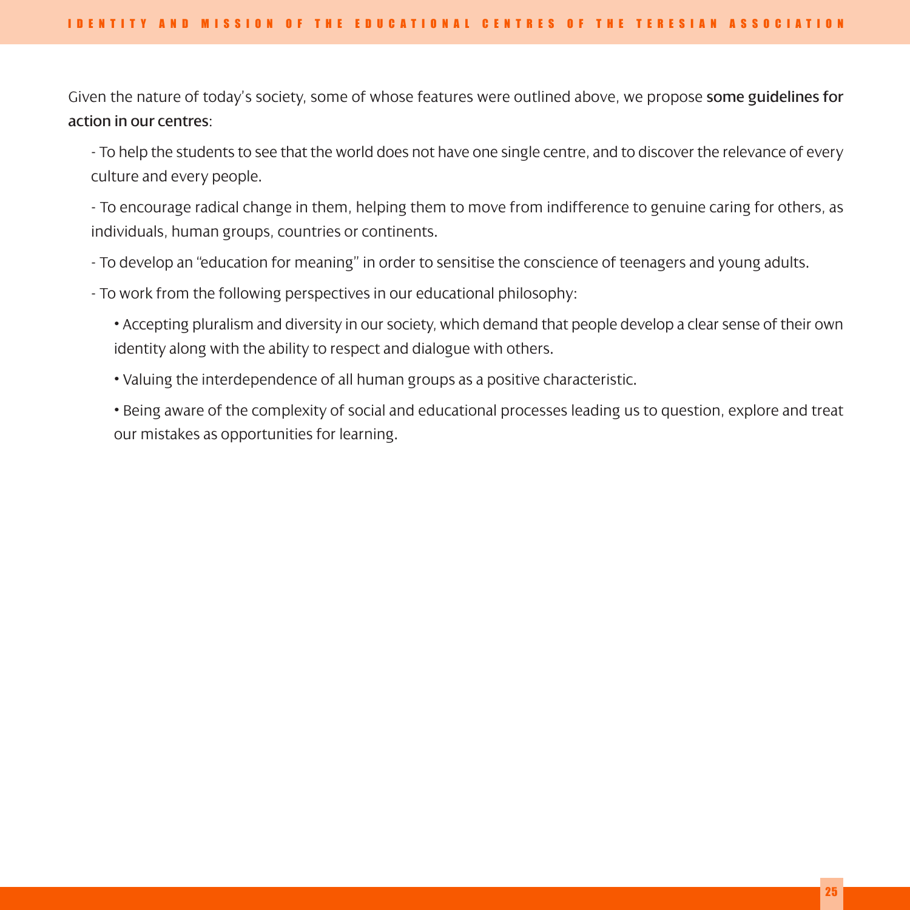Given the nature of today's society, some of whose features were outlined above, we propose **some guidelines for action in our centres**:

- To help the students to see that the world does not have one single centre, and to discover the relevance of every culture and every people.
- To encourage radical change in them, helping them to move from indifference to genuine caring for others, as individuals, human groups, countries or continents.
- To develop an "education for meaning" in order to sensitise the conscience of teenagers and young adults.
- To work from the following perspectives in our educational philosophy:
    - Accepting pluralism and diversity in our society, which demand that people develop a clear sense of their own identity along with the ability to respect and dialogue with others.
    - Valuing the interdependence of all human groups as a positive characteristic.
    - Being aware of the complexity of social and educational processes leading us to question, explore and treat our mistakes as opportunities for learning.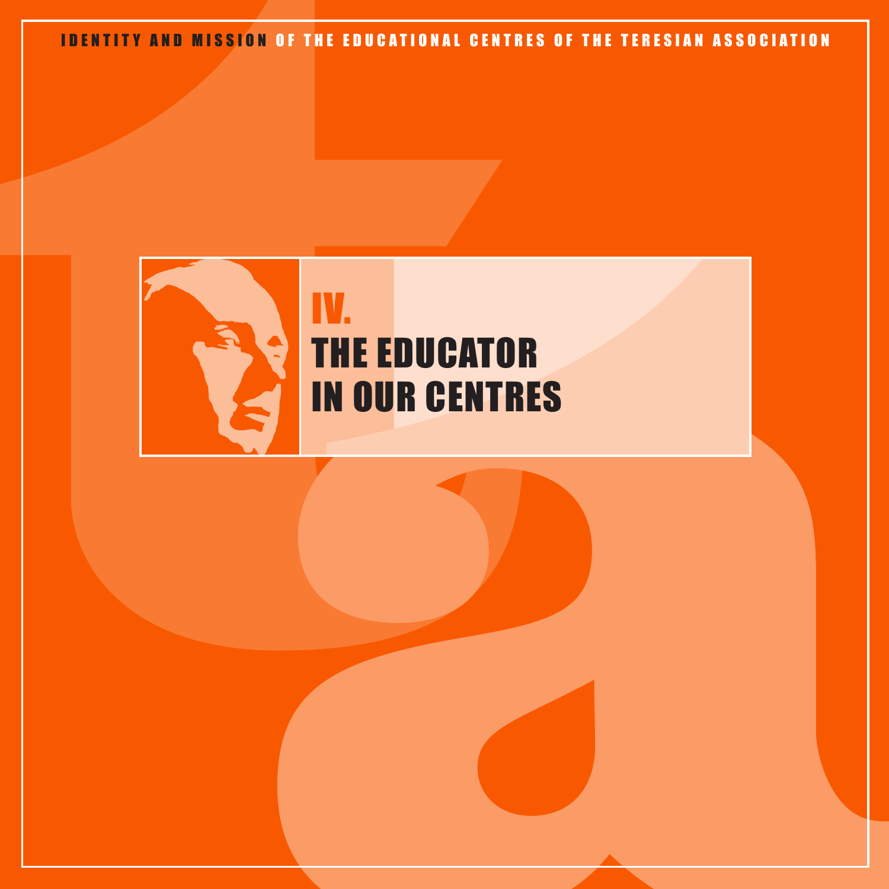IDENTITY AND MISSION OF THE EDUCATIONAL CENTRES OF THE TERESIAN ASSOCIATION

# IV. THE EDUCATOR IN OUR CENTRES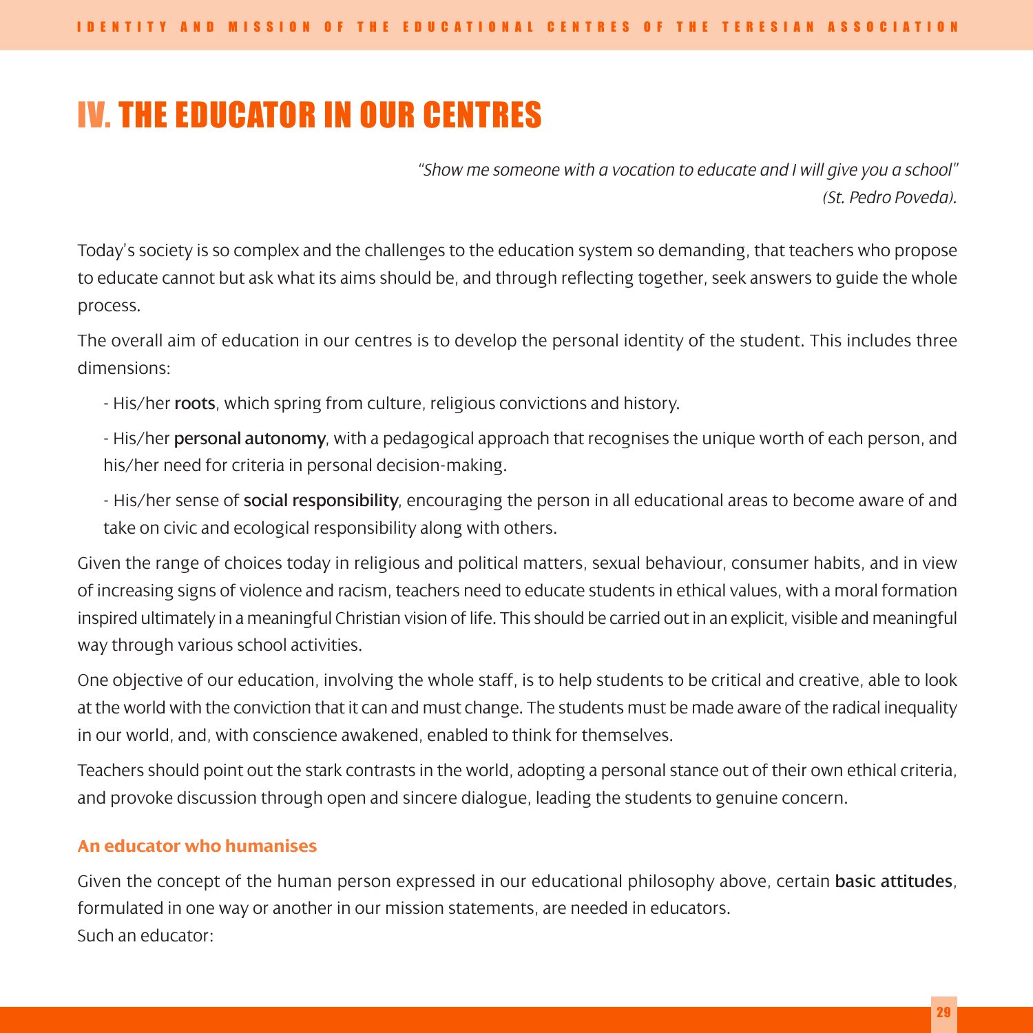# IV. THE EDUCATOR IN OUR CENTRES

*"Show me someone with a vocation to educate and I will give you a school"*
*(St. Pedro Poveda).*

Today's society is so complex and the challenges to the education system so demanding, that teachers who propose to educate cannot but ask what its aims should be, and through reflecting together, seek answers to guide the whole process.

The overall aim of education in our centres is to develop the personal identity of the student. This includes three dimensions:

- His/her **roots**, which spring from culture, religious convictions and history.
- His/her **personal autonomy**, with a pedagogical approach that recognises the unique worth of each person, and his/her need for criteria in personal decision-making.
- His/her sense of **social responsibility**, encouraging the person in all educational areas to become aware of and take on civic and ecological responsibility along with others.

Given the range of choices today in religious and political matters, sexual behaviour, consumer habits, and in view of increasing signs of violence and racism, teachers need to educate students in ethical values, with a moral formation inspired ultimately in a meaningful Christian vision of life. This should be carried out in an explicit, visible and meaningful way through various school activities.

One objective of our education, involving the whole staff, is to help students to be critical and creative, able to look at the world with the conviction that it can and must change. The students must be made aware of the radical inequality in our world, and, with conscience awakened, enabled to think for themselves.

Teachers should point out the stark contrasts in the world, adopting a personal stance out of their own ethical criteria, and provoke discussion through open and sincere dialogue, leading the students to genuine concern.

### An educator who humanises

Given the concept of the human person expressed in our educational philosophy above, certain **basic attitudes**, formulated in one way or another in our mission statements, are needed in educators.
Such an educator: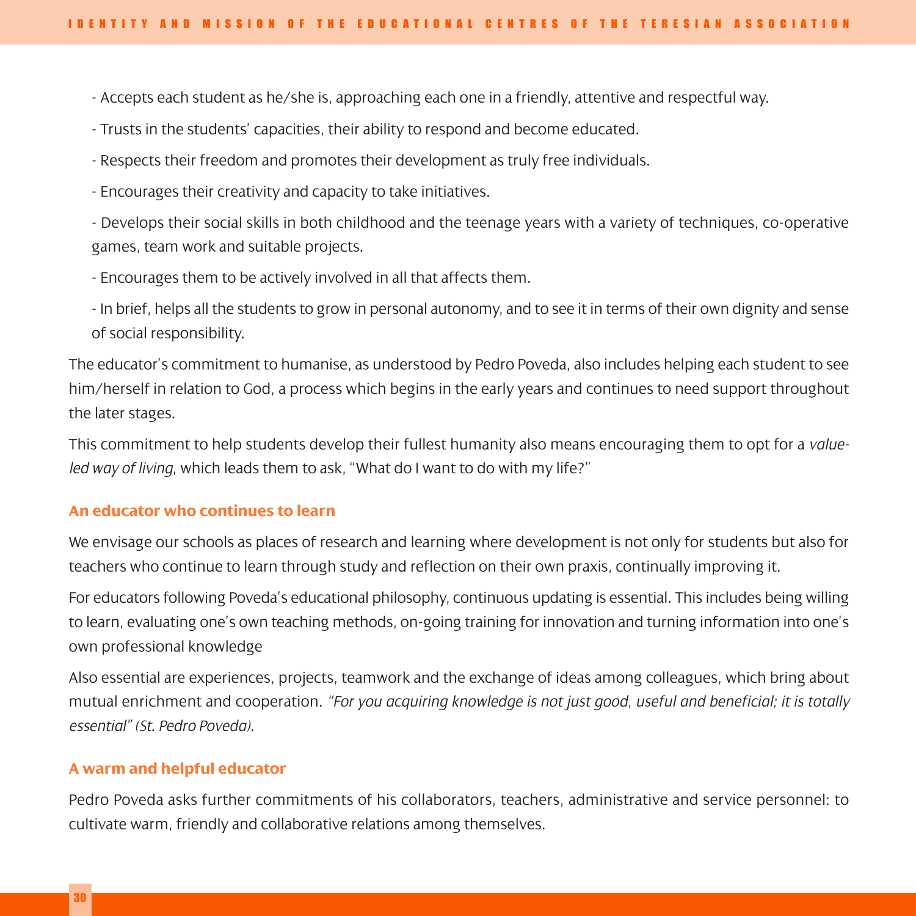- Accepts each student as he/she is, approaching each one in a friendly, attentive and respectful way.

- Trusts in the students' capacities, their ability to respond and become educated.

- Respects their freedom and promotes their development as truly free individuals.

- Encourages their creativity and capacity to take initiatives.

- Develops their social skills in both childhood and the teenage years with a variety of techniques, co-operative games, team work and suitable projects.

- Encourages them to be actively involved in all that affects them.

- In brief, helps all the students to grow in personal autonomy, and to see it in terms of their own dignity and sense of social responsibility.

The educator's commitment to humanise, as understood by Pedro Poveda, also includes helping each student to see him/herself in relation to God, a process which begins in the early years and continues to need support throughout the later stages.

This commitment to help students develop their fullest humanity also means encouraging them to opt for a *value-led way of living*, which leads them to ask, "What do I want to do with my life?"

### An educator who continues to learn

We envisage our schools as places of research and learning where development is not only for students but also for teachers who continue to learn through study and reflection on their own praxis, continually improving it.

For educators following Poveda's educational philosophy, continuous updating is essential. This includes being willing to learn, evaluating one's own teaching methods, on-going training for innovation and turning information into one's own professional knowledge

Also essential are experiences, projects, teamwork and the exchange of ideas among colleagues, which bring about mutual enrichment and cooperation. *"For you acquiring knowledge is not just good, useful and beneficial; it is totally essential" (St. Pedro Poveda).*

### A warm and helpful educator

Pedro Poveda asks further commitments of his collaborators, teachers, administrative and service personnel: to cultivate warm, friendly and collaborative relations among themselves.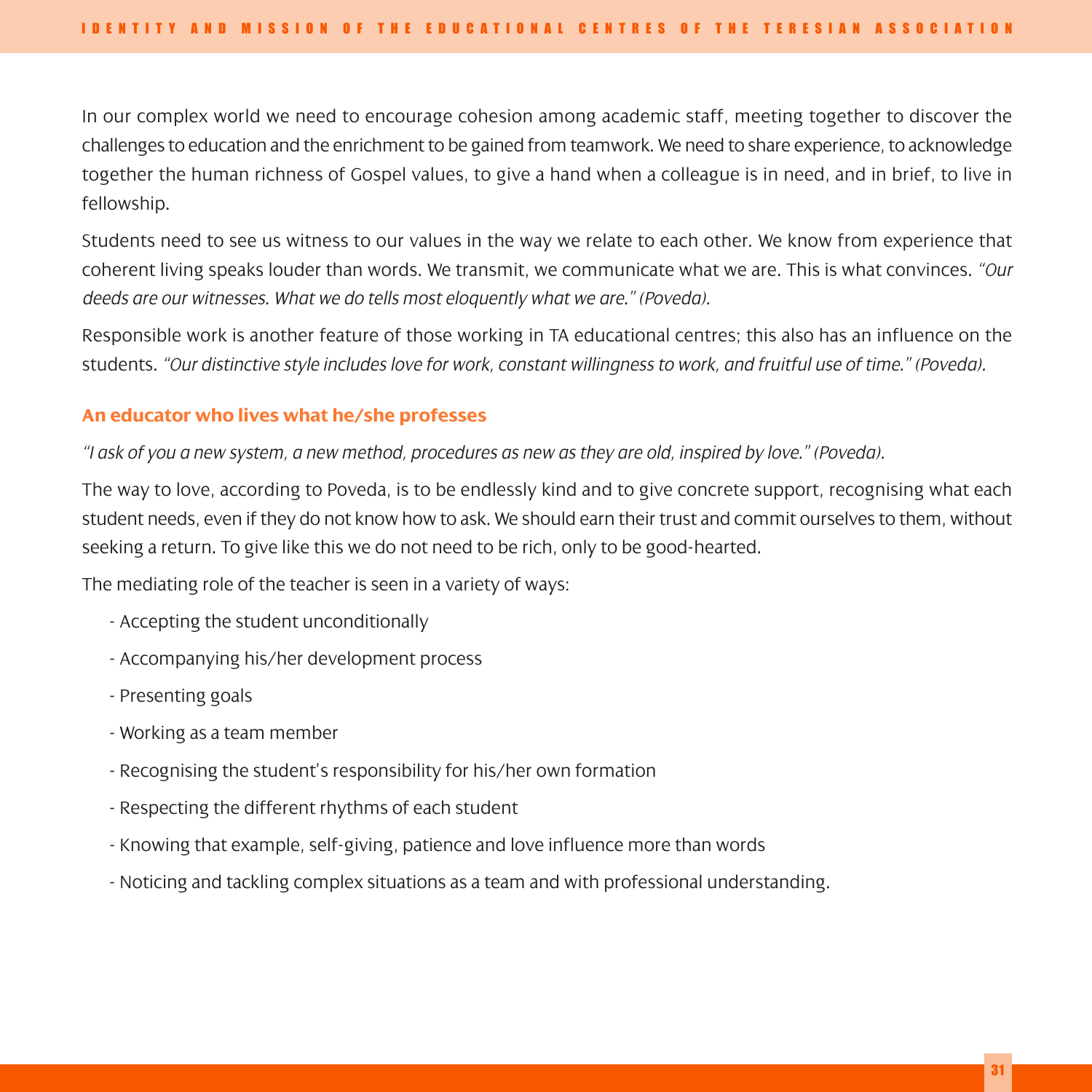In our complex world we need to encourage cohesion among academic staff, meeting together to discover the challenges to education and the enrichment to be gained from teamwork. We need to share experience, to acknowledge together the human richness of Gospel values, to give a hand when a colleague is in need, and in brief, to live in fellowship.

Students need to see us witness to our values in the way we relate to each other. We know from experience that coherent living speaks louder than words. We transmit, we communicate what we are. This is what convinces. *"Our deeds are our witnesses. What we do tells most eloquently what we are." (Poveda).*

Responsible work is another feature of those working in TA educational centres; this also has an influence on the students. *"Our distinctive style includes love for work, constant willingness to work, and fruitful use of time." (Poveda).*

### An educator who lives what he/she professes

*"I ask of you a new system, a new method, procedures as new as they are old, inspired by love." (Poveda).*

The way to love, according to Poveda, is to be endlessly kind and to give concrete support, recognising what each student needs, even if they do not know how to ask. We should earn their trust and commit ourselves to them, without seeking a return. To give like this we do not need to be rich, only to be good-hearted.

The mediating role of the teacher is seen in a variety of ways:

- Accepting the student unconditionally
- Accompanying his/her development process
- Presenting goals
- Working as a team member
- Recognising the student's responsibility for his/her own formation
- Respecting the different rhythms of each student
- Knowing that example, self-giving, patience and love influence more than words
- Noticing and tackling complex situations as a team and with professional understanding.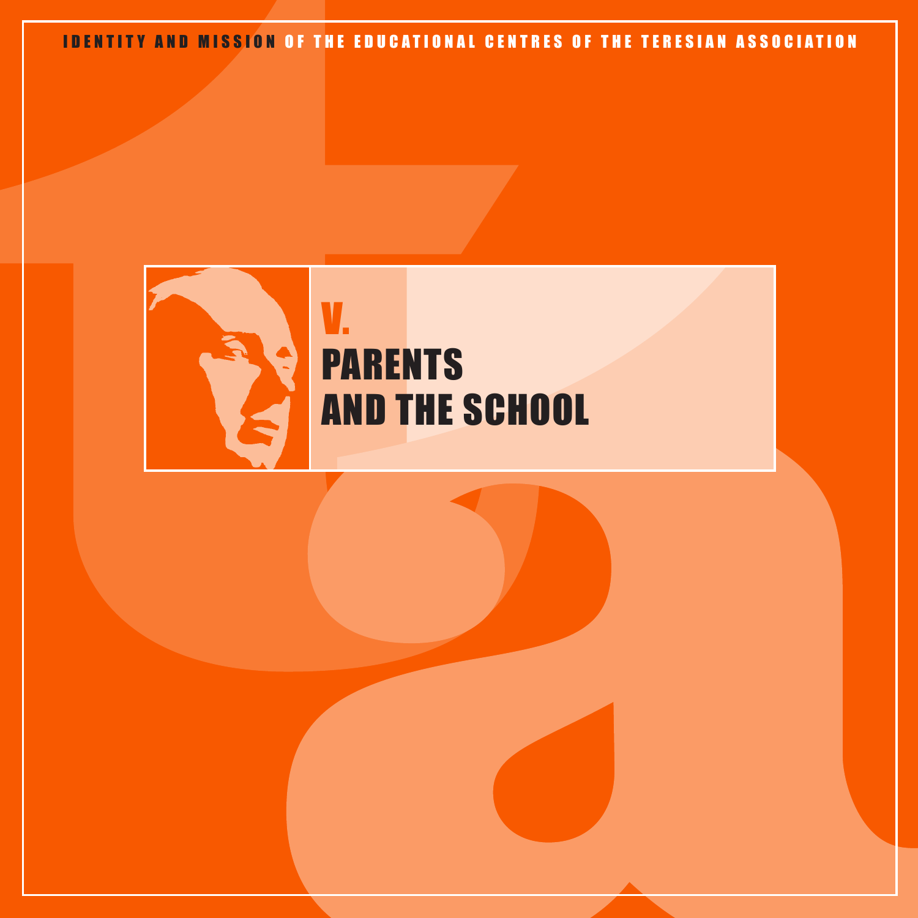IDENTITY AND MISSION OF THE EDUCATIONAL CENTRES OF THE TERESIAN ASSOCIATION

# V.
# PARENTS AND THE SCHOOL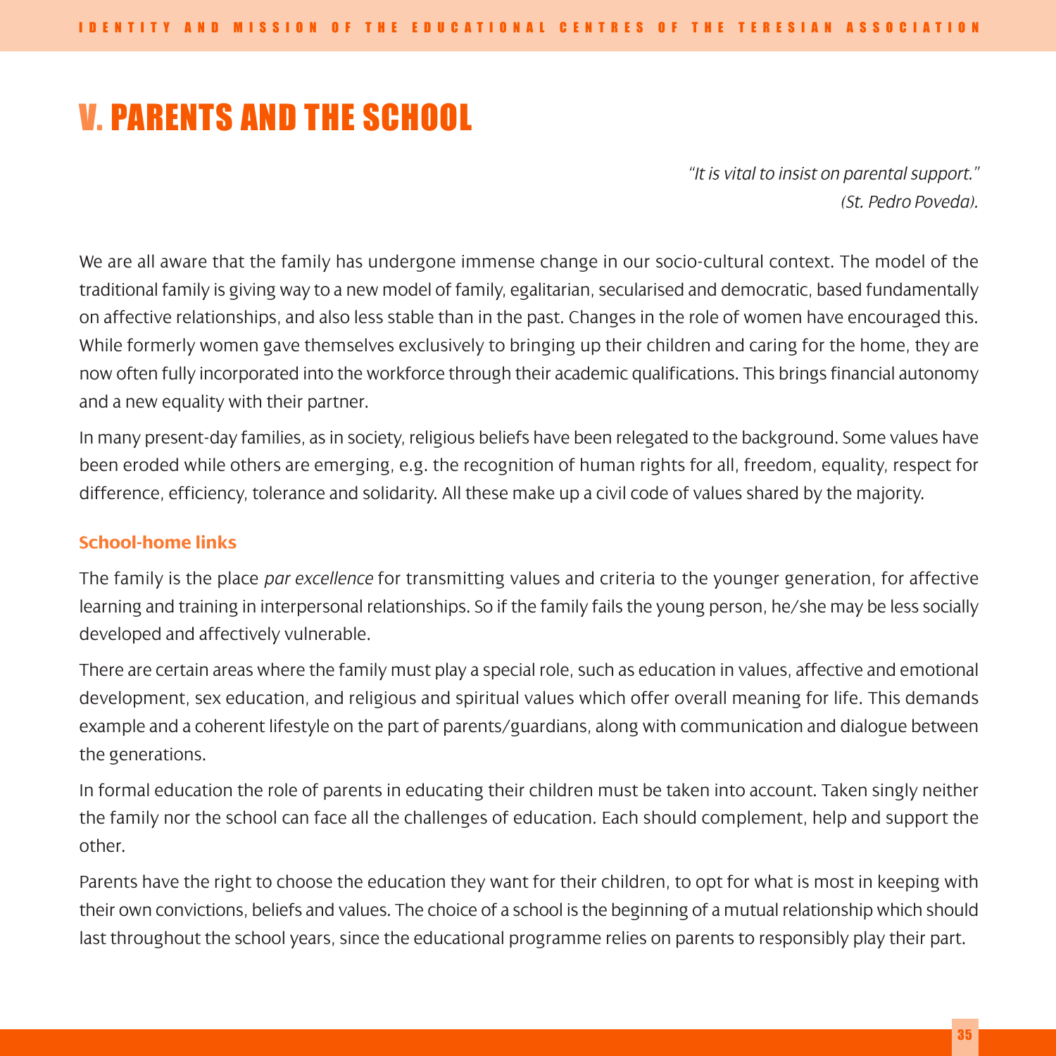# V. PARENTS AND THE SCHOOL

*"It is vital to insist on parental support."*
*(St. Pedro Poveda).*

We are all aware that the family has undergone immense change in our socio-cultural context. The model of the traditional family is giving way to a new model of family, egalitarian, secularised and democratic, based fundamentally on affective relationships, and also less stable than in the past. Changes in the role of women have encouraged this. While formerly women gave themselves exclusively to bringing up their children and caring for the home, they are now often fully incorporated into the workforce through their academic qualifications. This brings financial autonomy and a new equality with their partner.

In many present-day families, as in society, religious beliefs have been relegated to the background. Some values have been eroded while others are emerging, e.g. the recognition of human rights for all, freedom, equality, respect for difference, efficiency, tolerance and solidarity. All these make up a civil code of values shared by the majority.

### School-home links

The family is the place *par excellence* for transmitting values and criteria to the younger generation, for affective learning and training in interpersonal relationships. So if the family fails the young person, he/she may be less socially developed and affectively vulnerable.

There are certain areas where the family must play a special role, such as education in values, affective and emotional development, sex education, and religious and spiritual values which offer overall meaning for life. This demands example and a coherent lifestyle on the part of parents/guardians, along with communication and dialogue between the generations.

In formal education the role of parents in educating their children must be taken into account. Taken singly neither the family nor the school can face all the challenges of education. Each should complement, help and support the other.

Parents have the right to choose the education they want for their children, to opt for what is most in keeping with their own convictions, beliefs and values. The choice of a school is the beginning of a mutual relationship which should last throughout the school years, since the educational programme relies on parents to responsibly play their part.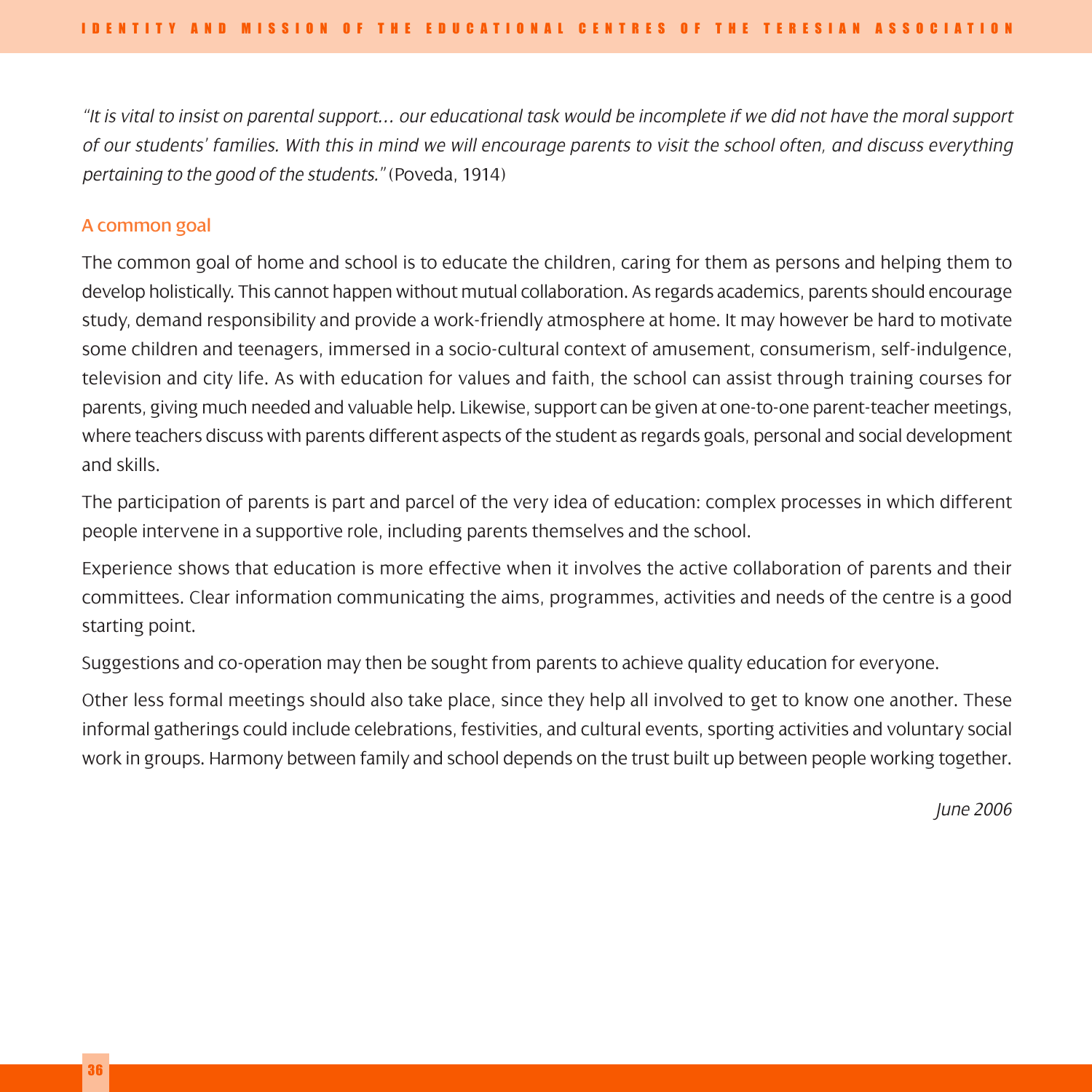*"It is vital to insist on parental support… our educational task would be incomplete if we did not have the moral support of our students' families. With this in mind we will encourage parents to visit the school often, and discuss everything pertaining to the good of the students."* (Poveda, 1914)

## A common goal

The common goal of home and school is to educate the children, caring for them as persons and helping them to develop holistically. This cannot happen without mutual collaboration. As regards academics, parents should encourage study, demand responsibility and provide a work-friendly atmosphere at home. It may however be hard to motivate some children and teenagers, immersed in a socio-cultural context of amusement, consumerism, self-indulgence, television and city life. As with education for values and faith, the school can assist through training courses for parents, giving much needed and valuable help. Likewise, support can be given at one-to-one parent-teacher meetings, where teachers discuss with parents different aspects of the student as regards goals, personal and social development and skills.

The participation of parents is part and parcel of the very idea of education: complex processes in which different people intervene in a supportive role, including parents themselves and the school.

Experience shows that education is more effective when it involves the active collaboration of parents and their committees. Clear information communicating the aims, programmes, activities and needs of the centre is a good starting point.

Suggestions and co-operation may then be sought from parents to achieve quality education for everyone.

Other less formal meetings should also take place, since they help all involved to get to know one another. These informal gatherings could include celebrations, festivities, and cultural events, sporting activities and voluntary social work in groups. Harmony between family and school depends on the trust built up between people working together.

*June 2006*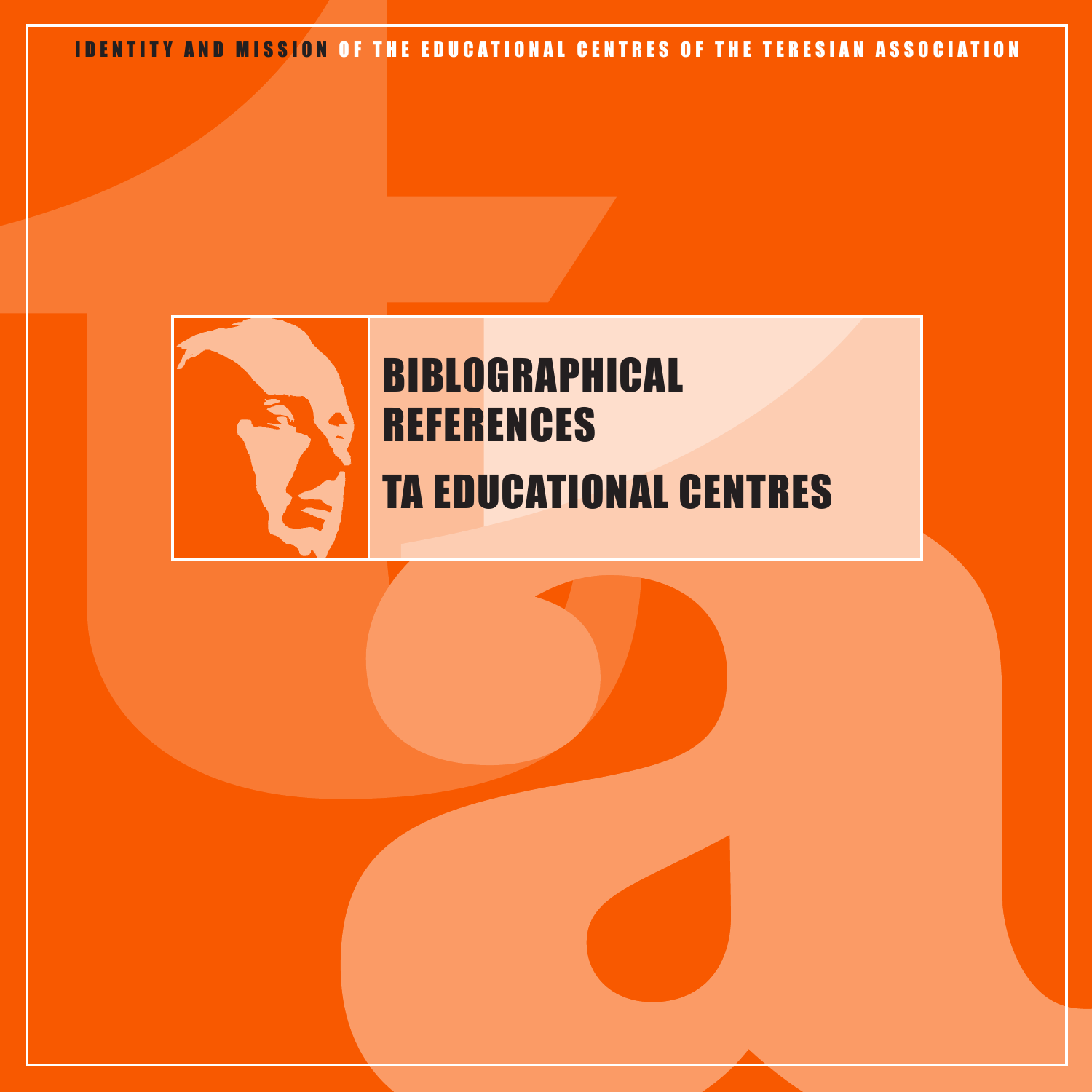IDENTITY AND MISSION OF THE EDUCATIONAL CENTRES OF THE TERESIAN ASSOCIATION

# BIBLOGRAPHICAL REFERENCES

# TA EDUCATIONAL CENTRES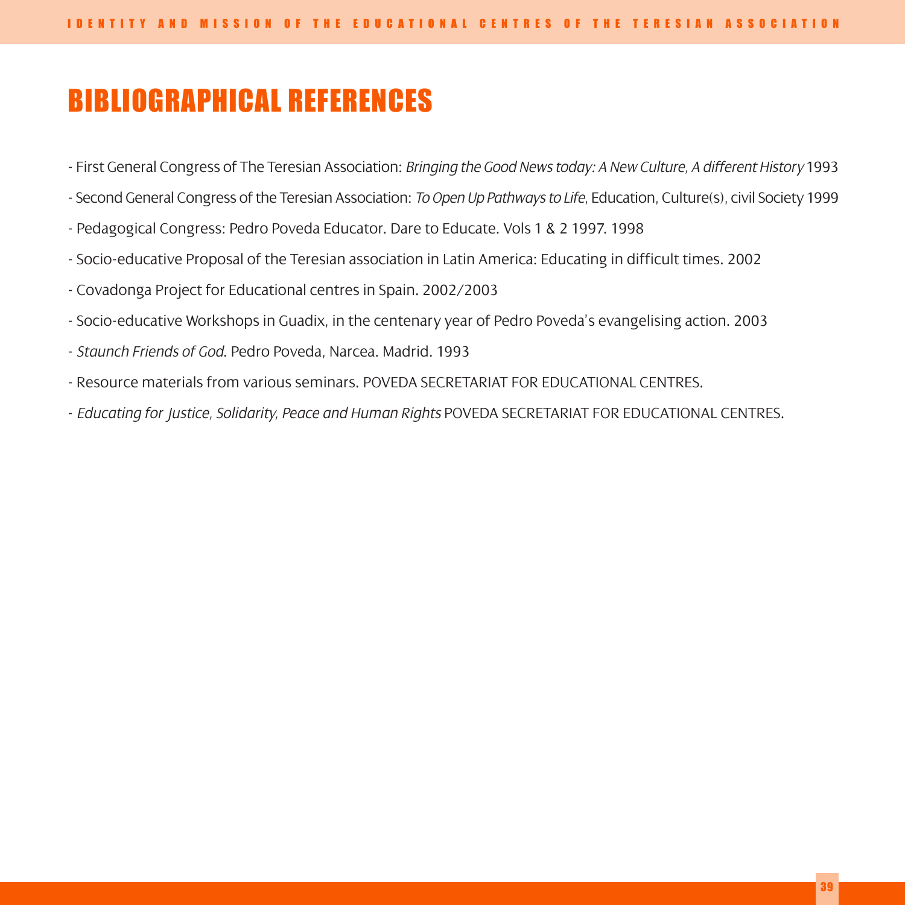# BIBLIOGRAPHICAL REFERENCES

- First General Congress of The Teresian Association: *Bringing the Good News today: A New Culture, A different History* 1993
- Second General Congress of the Teresian Association: *To Open Up Pathways to Life*, Education, Culture(s), civil Society 1999
- Pedagogical Congress: Pedro Poveda Educator. Dare to Educate. Vols 1 & 2 1997. 1998
- Socio-educative Proposal of the Teresian association in Latin America: Educating in difficult times. 2002
- Covadonga Project for Educational centres in Spain. 2002/2003
- Socio-educative Workshops in Guadix, in the centenary year of Pedro Poveda's evangelising action. 2003
- *Staunch Friends of God*. Pedro Poveda, Narcea. Madrid. 1993
- Resource materials from various seminars. POVEDA SECRETARIAT FOR EDUCATIONAL CENTRES.
- *Educating for Justice, Solidarity, Peace and Human Rights* POVEDA SECRETARIAT FOR EDUCATIONAL CENTRES.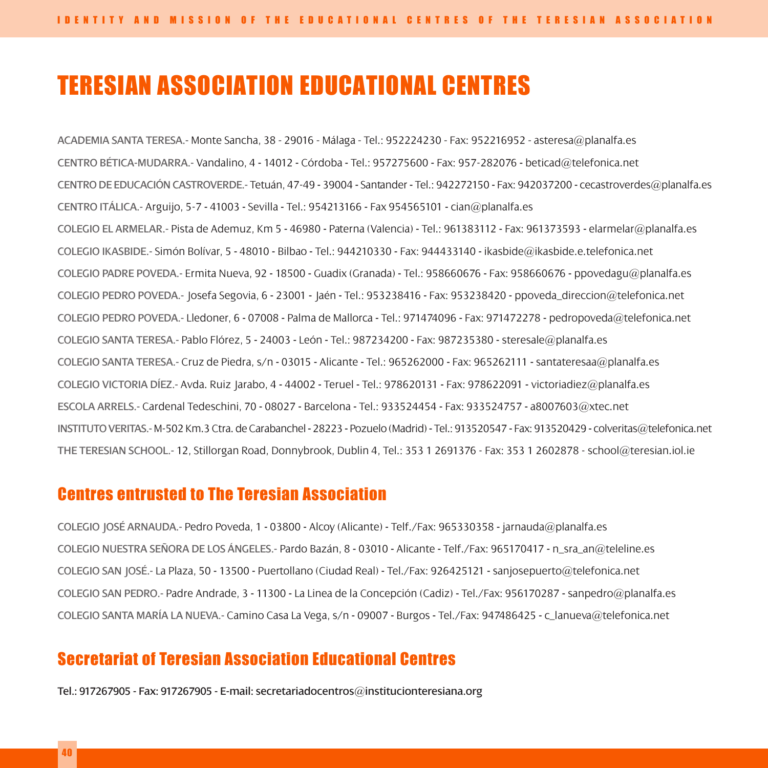# TERESIAN ASSOCIATION EDUCATIONAL CENTRES

**ACADEMIA SANTA TERESA.**- Monte Sancha, 38 - 29016 - Málaga - Tel.: 952224230 - Fax: 952216952 - asteresa@planalfa.es

**CENTRO BÉTICA-MUDARRA.**- Vandalino, 4 - 14012 - Córdoba - Tel.: 957275600 - Fax: 957-282076 - beticad@telefonica.net

**CENTRO DE EDUCACIÓN CASTROVERDE.**- Tetuán, 47-49 - 39004 - Santander - Tel.: 942272150 - Fax: 942037200 - cecastroverdes@planalfa.es

**CENTRO ITÁLICA.**- Arguijo, 5-7 - 41003 - Sevilla - Tel.: 954213166 - Fax 954565101 - cian@planalfa.es

**COLEGIO EL ARMELAR.**- Pista de Ademuz, Km 5 - 46980 - Paterna (Valencia) - Tel.: 961383112 - Fax: 961373593 - elarmelar@planalfa.es

**COLEGIO IKASBIDE.**- Simón Bolívar, 5 - 48010 - Bilbao - Tel.: 944210330 - Fax: 944433140 - ikasbide@ikasbide.e.telefonica.net

**COLEGIO PADRE POVEDA.**- Ermita Nueva, 92 - 18500 - Guadix (Granada) - Tel.: 958660676 - Fax: 958660676 - ppovedagu@planalfa.es

**COLEGIO PEDRO POVEDA.**- Josefa Segovia, 6 - 23001 - Jaén - Tel.: 953238416 - Fax: 953238420 - ppoveda_direccion@telefonica.net

**COLEGIO PEDRO POVEDA.**- Lledoner, 6 - 07008 - Palma de Mallorca - Tel.: 971474096 - Fax: 971472278 - pedropoveda@telefonica.net

**COLEGIO SANTA TERESA.**- Pablo Flórez, 5 - 24003 - León - Tel.: 987234200 - Fax: 987235380 - steresale@planalfa.es

**COLEGIO SANTA TERESA.**- Cruz de Piedra, s/n - 03015 - Alicante - Tel.: 965262000 - Fax: 965262111 - santateresaa@planalfa.es

**COLEGIO VICTORIA DÍEZ.**- Avda. Ruiz Jarabo, 4 - 44002 - Teruel - Tel.: 978620131 - Fax: 978622091 - victoriadiez@planalfa.es

**ESCOLA ARRELS.**- Cardenal Tedeschini, 70 - 08027 - Barcelona - Tel.: 933524454 - Fax: 933524757 - a8007603@xtec.net

**INSTITUTO VERITAS.**- M-502 Km.3 Ctra. de Carabanchel - 28223 - Pozuelo (Madrid) - Tel.: 913520547 - Fax: 913520429 - colveritas@telefonica.net

**THE TERESIAN SCHOOL.**- 12, Stillorgan Road, Donnybrook, Dublin 4, Tel.: 353 1 2691376 - Fax: 353 1 2602878 - school@teresian.iol.ie

## Centres entrusted to The Teresian Association

**COLEGIO JOSÉ ARNAUDA.**- Pedro Poveda, 1 - 03800 - Alcoy (Alicante) - Telf./Fax: 965330358 - jarnauda@planalfa.es

**COLEGIO NUESTRA SEÑORA DE LOS ÁNGELES.**- Pardo Bazán, 8 - 03010 - Alicante - Telf./Fax: 965170417 - n_sra_an@teleline.es

**COLEGIO SAN JOSÉ.**- La Plaza, 50 - 13500 - Puertollano (Ciudad Real) - Tel./Fax: 926425121 - sanjosepuerto@telefonica.net

**COLEGIO SAN PEDRO.**- Padre Andrade, 3 - 11300 - La Linea de la Concepción (Cadiz) - Tel./Fax: 956170287 - sanpedro@planalfa.es

**COLEGIO SANTA MARÍA LA NUEVA.**- Camino Casa La Vega, s/n - 09007 - Burgos - Tel./Fax: 947486425 - c_lanueva@telefonica.net

## Secretariat of Teresian Association Educational Centres

**Tel.: 917267905 - Fax: 917267905 - E-mail: secretariadocentros@institucionteresiana.org**